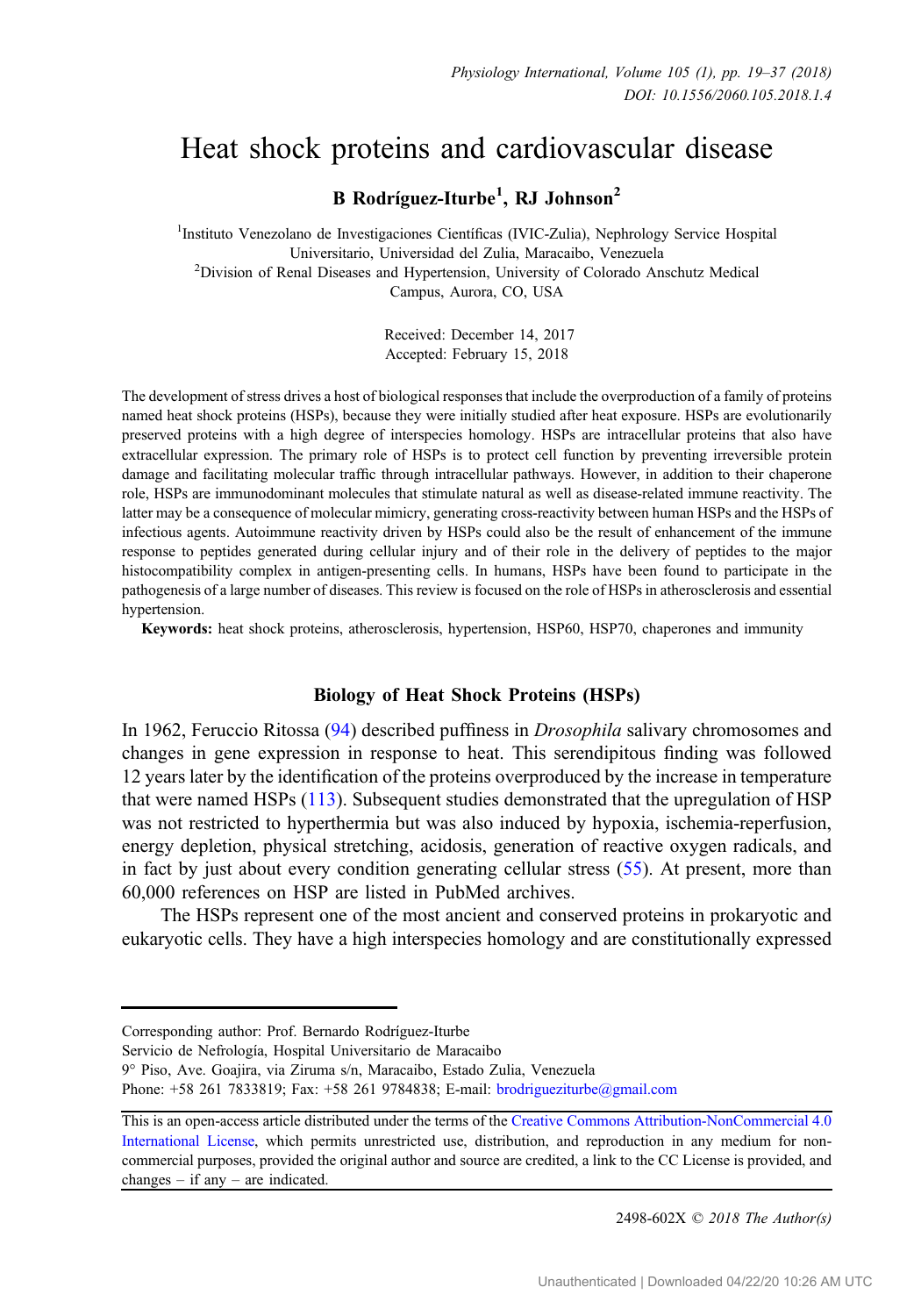// Physiology International, Volume 105 (1), pp. 19–37 (2018)
DOI: 10.1556/2060.105.2018.1.4

# Heat shock proteins and cardiovascular disease

**B Rodríguez-Iturbe[1], RJ Johnson[2]**

[1]Instituto Venezolano de Investigaciones Científicas (IVIC-Zulia), Nephrology Service Hospital Universitario, Universidad del Zulia, Maracaibo, Venezuela
[2]Division of Renal Diseases and Hypertension, University of Colorado Anschutz Medical Campus, Aurora, CO, USA

Received: December 14, 2017
Accepted: February 15, 2018

The development of stress drives a host of biological responses that include the overproduction of a family of proteins named heat shock proteins (HSPs), because they were initially studied after heat exposure. HSPs are evolutionarily preserved proteins with a high degree of interspecies homology. HSPs are intracellular proteins that also have extracellular expression. The primary role of HSPs is to protect cell function by preventing irreversible protein damage and facilitating molecular traffic through intracellular pathways. However, in addition to their chaperone role, HSPs are immunodominant molecules that stimulate natural as well as disease-related immune reactivity. The latter may be a consequence of molecular mimicry, generating cross-reactivity between human HSPs and the HSPs of infectious agents. Autoimmune reactivity driven by HSPs could also be the result of enhancement of the immune response to peptides generated during cellular injury and of their role in the delivery of peptides to the major histocompatibility complex in antigen-presenting cells. In humans, HSPs have been found to participate in the pathogenesis of a large number of diseases. This review is focused on the role of HSPs in atherosclerosis and essential hypertension.

**Keywords:** heat shock proteins, atherosclerosis, hypertension, HSP60, HSP70, chaperones and immunity

## Biology of Heat Shock Proteins (HSPs)

In 1962, Feruccio Ritossa (94) described puffiness in *Drosophila* salivary chromosomes and changes in gene expression in response to heat. This serendipitous finding was followed 12 years later by the identification of the proteins overproduced by the increase in temperature that were named HSPs (113). Subsequent studies demonstrated that the upregulation of HSP was not restricted to hyperthermia but was also induced by hypoxia, ischemia-reperfusion, energy depletion, physical stretching, acidosis, generation of reactive oxygen radicals, and in fact by just about every condition generating cellular stress (55). At present, more than 60,000 references on HSP are listed in PubMed archives.

The HSPs represent one of the most ancient and conserved proteins in prokaryotic and eukaryotic cells. They have a high interspecies homology and are constitutionally expressed

Corresponding author: Prof. Bernardo Rodríguez-Iturbe
Servicio de Nefrología, Hospital Universitario de Maracaibo
9° Piso, Ave. Goajira, via Ziruma s/n, Maracaibo, Estado Zulia, Venezuela
Phone: +58 261 7833819; Fax: +58 261 9784838; E-mail: brodrigueziturbe@gmail.com

This is an open-access article distributed under the terms of the Creative Commons Attribution-NonCommercial 4.0 International License, which permits unrestricted use, distribution, and reproduction in any medium for non-commercial purposes, provided the original author and source are credited, a link to the CC License is provided, and changes – if any – are indicated.

2498-602X © 2018 The Author(s)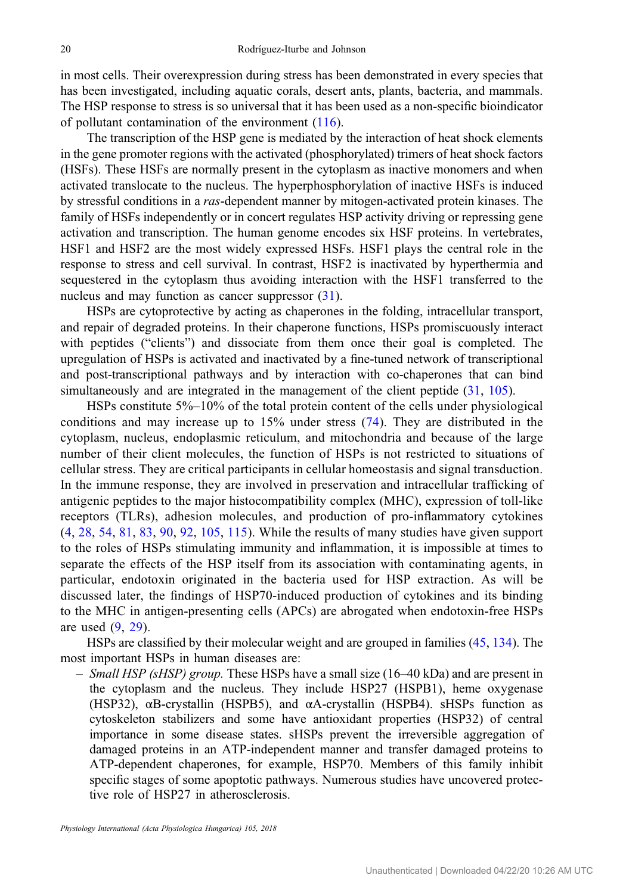in most cells. Their overexpression during stress has been demonstrated in every species that has been investigated, including aquatic corals, desert ants, plants, bacteria, and mammals. The HSP response to stress is so universal that it has been used as a non-specific bioindicator of pollutant contamination of the environment (116).

The transcription of the HSP gene is mediated by the interaction of heat shock elements in the gene promoter regions with the activated (phosphorylated) trimers of heat shock factors (HSFs). These HSFs are normally present in the cytoplasm as inactive monomers and when activated translocate to the nucleus. The hyperphosphorylation of inactive HSFs is induced by stressful conditions in a *ras*-dependent manner by mitogen-activated protein kinases. The family of HSFs independently or in concert regulates HSP activity driving or repressing gene activation and transcription. The human genome encodes six HSF proteins. In vertebrates, HSF1 and HSF2 are the most widely expressed HSFs. HSF1 plays the central role in the response to stress and cell survival. In contrast, HSF2 is inactivated by hyperthermia and sequestered in the cytoplasm thus avoiding interaction with the HSF1 transferred to the nucleus and may function as cancer suppressor (31).

HSPs are cytoprotective by acting as chaperones in the folding, intracellular transport, and repair of degraded proteins. In their chaperone functions, HSPs promiscuously interact with peptides ("clients") and dissociate from them once their goal is completed. The upregulation of HSPs is activated and inactivated by a fine-tuned network of transcriptional and post-transcriptional pathways and by interaction with co-chaperones that can bind simultaneously and are integrated in the management of the client peptide (31, 105).

HSPs constitute 5%–10% of the total protein content of the cells under physiological conditions and may increase up to 15% under stress (74). They are distributed in the cytoplasm, nucleus, endoplasmic reticulum, and mitochondria and because of the large number of their client molecules, the function of HSPs is not restricted to situations of cellular stress. They are critical participants in cellular homeostasis and signal transduction. In the immune response, they are involved in preservation and intracellular trafficking of antigenic peptides to the major histocompatibility complex (MHC), expression of toll-like receptors (TLRs), adhesion molecules, and production of pro-inflammatory cytokines (4, 28, 54, 81, 83, 90, 92, 105, 115). While the results of many studies have given support to the roles of HSPs stimulating immunity and inflammation, it is impossible at times to separate the effects of the HSP itself from its association with contaminating agents, in particular, endotoxin originated in the bacteria used for HSP extraction. As will be discussed later, the findings of HSP70-induced production of cytokines and its binding to the MHC in antigen-presenting cells (APCs) are abrogated when endotoxin-free HSPs are used (9, 29).

HSPs are classified by their molecular weight and are grouped in families (45, 134). The most important HSPs in human diseases are:

– *Small HSP (sHSP) group.* These HSPs have a small size (16–40 kDa) and are present in the cytoplasm and the nucleus. They include HSP27 (HSPB1), heme oxygenase (HSP32), αB-crystallin (HSPB5), and αA-crystallin (HSPB4). sHSPs function as cytoskeleton stabilizers and some have antioxidant properties (HSP32) of central importance in some disease states. sHSPs prevent the irreversible aggregation of damaged proteins in an ATP-independent manner and transfer damaged proteins to ATP-dependent chaperones, for example, HSP70. Members of this family inhibit specific stages of some apoptotic pathways. Numerous studies have uncovered protective role of HSP27 in atherosclerosis.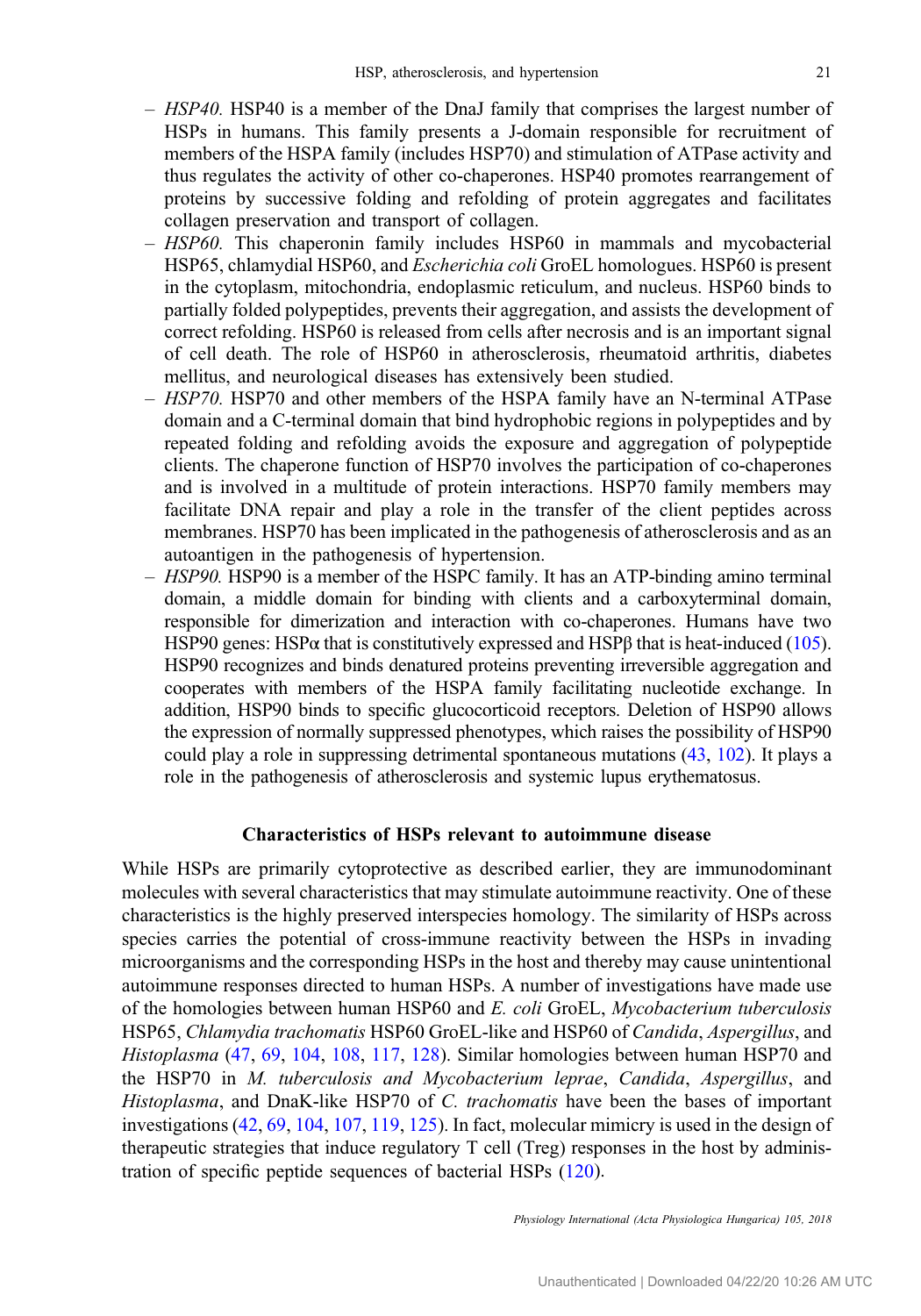- *HSP40.* HSP40 is a member of the DnaJ family that comprises the largest number of HSPs in humans. This family presents a J-domain responsible for recruitment of members of the HSPA family (includes HSP70) and stimulation of ATPase activity and thus regulates the activity of other co-chaperones. HSP40 promotes rearrangement of proteins by successive folding and refolding of protein aggregates and facilitates collagen preservation and transport of collagen.
- *HSP60.* This chaperonin family includes HSP60 in mammals and mycobacterial HSP65, chlamydial HSP60, and *Escherichia coli* GroEL homologues. HSP60 is present in the cytoplasm, mitochondria, endoplasmic reticulum, and nucleus. HSP60 binds to partially folded polypeptides, prevents their aggregation, and assists the development of correct refolding. HSP60 is released from cells after necrosis and is an important signal of cell death. The role of HSP60 in atherosclerosis, rheumatoid arthritis, diabetes mellitus, and neurological diseases has extensively been studied.
- *HSP70.* HSP70 and other members of the HSPA family have an N-terminal ATPase domain and a C-terminal domain that bind hydrophobic regions in polypeptides and by repeated folding and refolding avoids the exposure and aggregation of polypeptide clients. The chaperone function of HSP70 involves the participation of co-chaperones and is involved in a multitude of protein interactions. HSP70 family members may facilitate DNA repair and play a role in the transfer of the client peptides across membranes. HSP70 has been implicated in the pathogenesis of atherosclerosis and as an autoantigen in the pathogenesis of hypertension.
- *HSP90.* HSP90 is a member of the HSPC family. It has an ATP-binding amino terminal domain, a middle domain for binding with clients and a carboxyterminal domain, responsible for dimerization and interaction with co-chaperones. Humans have two HSP90 genes: HSPα that is constitutively expressed and HSPβ that is heat-induced (105). HSP90 recognizes and binds denatured proteins preventing irreversible aggregation and cooperates with members of the HSPA family facilitating nucleotide exchange. In addition, HSP90 binds to specific glucocorticoid receptors. Deletion of HSP90 allows the expression of normally suppressed phenotypes, which raises the possibility of HSP90 could play a role in suppressing detrimental spontaneous mutations (43, 102). It plays a role in the pathogenesis of atherosclerosis and systemic lupus erythematosus.

## Characteristics of HSPs relevant to autoimmune disease

While HSPs are primarily cytoprotective as described earlier, they are immunodominant molecules with several characteristics that may stimulate autoimmune reactivity. One of these characteristics is the highly preserved interspecies homology. The similarity of HSPs across species carries the potential of cross-immune reactivity between the HSPs in invading microorganisms and the corresponding HSPs in the host and thereby may cause unintentional autoimmune responses directed to human HSPs. A number of investigations have made use of the homologies between human HSP60 and *E. coli* GroEL, *Mycobacterium tuberculosis* HSP65, *Chlamydia trachomatis* HSP60 GroEL-like and HSP60 of *Candida*, *Aspergillus*, and *Histoplasma* (47, 69, 104, 108, 117, 128). Similar homologies between human HSP70 and the HSP70 in *M. tuberculosis and Mycobacterium leprae*, *Candida*, *Aspergillus*, and *Histoplasma*, and DnaK-like HSP70 of *C. trachomatis* have been the bases of important investigations (42, 69, 104, 107, 119, 125). In fact, molecular mimicry is used in the design of therapeutic strategies that induce regulatory T cell (Treg) responses in the host by administration of specific peptide sequences of bacterial HSPs (120).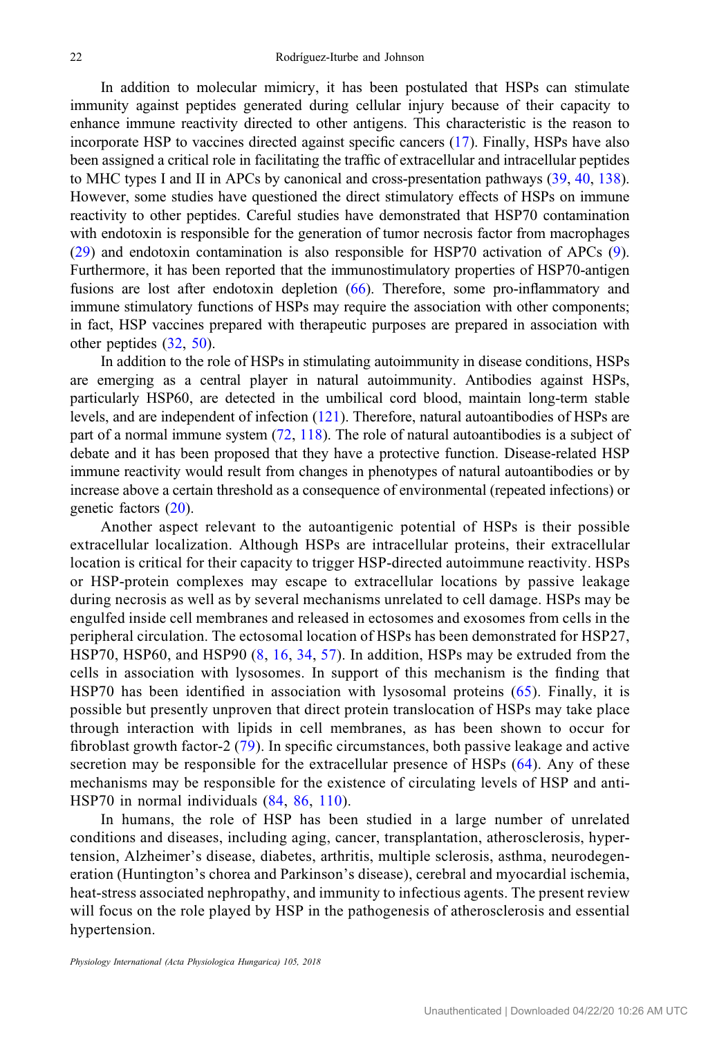In addition to molecular mimicry, it has been postulated that HSPs can stimulate immunity against peptides generated during cellular injury because of their capacity to enhance immune reactivity directed to other antigens. This characteristic is the reason to incorporate HSP to vaccines directed against specific cancers (17). Finally, HSPs have also been assigned a critical role in facilitating the traffic of extracellular and intracellular peptides to MHC types I and II in APCs by canonical and cross-presentation pathways (39, 40, 138). However, some studies have questioned the direct stimulatory effects of HSPs on immune reactivity to other peptides. Careful studies have demonstrated that HSP70 contamination with endotoxin is responsible for the generation of tumor necrosis factor from macrophages (29) and endotoxin contamination is also responsible for HSP70 activation of APCs (9). Furthermore, it has been reported that the immunostimulatory properties of HSP70-antigen fusions are lost after endotoxin depletion (66). Therefore, some pro-inflammatory and immune stimulatory functions of HSPs may require the association with other components; in fact, HSP vaccines prepared with therapeutic purposes are prepared in association with other peptides (32, 50).

In addition to the role of HSPs in stimulating autoimmunity in disease conditions, HSPs are emerging as a central player in natural autoimmunity. Antibodies against HSPs, particularly HSP60, are detected in the umbilical cord blood, maintain long-term stable levels, and are independent of infection (121). Therefore, natural autoantibodies of HSPs are part of a normal immune system (72, 118). The role of natural autoantibodies is a subject of debate and it has been proposed that they have a protective function. Disease-related HSP immune reactivity would result from changes in phenotypes of natural autoantibodies or by increase above a certain threshold as a consequence of environmental (repeated infections) or genetic factors (20).

Another aspect relevant to the autoantigenic potential of HSPs is their possible extracellular localization. Although HSPs are intracellular proteins, their extracellular location is critical for their capacity to trigger HSP-directed autoimmune reactivity. HSPs or HSP-protein complexes may escape to extracellular locations by passive leakage during necrosis as well as by several mechanisms unrelated to cell damage. HSPs may be engulfed inside cell membranes and released in ectosomes and exosomes from cells in the peripheral circulation. The ectosomal location of HSPs has been demonstrated for HSP27, HSP70, HSP60, and HSP90 (8, 16, 34, 57). In addition, HSPs may be extruded from the cells in association with lysosomes. In support of this mechanism is the finding that HSP70 has been identified in association with lysosomal proteins (65). Finally, it is possible but presently unproven that direct protein translocation of HSPs may take place through interaction with lipids in cell membranes, as has been shown to occur for fibroblast growth factor-2 (79). In specific circumstances, both passive leakage and active secretion may be responsible for the extracellular presence of HSPs (64). Any of these mechanisms may be responsible for the existence of circulating levels of HSP and anti-HSP70 in normal individuals (84, 86, 110).

In humans, the role of HSP has been studied in a large number of unrelated conditions and diseases, including aging, cancer, transplantation, atherosclerosis, hypertension, Alzheimer's disease, diabetes, arthritis, multiple sclerosis, asthma, neurodegeneration (Huntington's chorea and Parkinson's disease), cerebral and myocardial ischemia, heat-stress associated nephropathy, and immunity to infectious agents. The present review will focus on the role played by HSP in the pathogenesis of atherosclerosis and essential hypertension.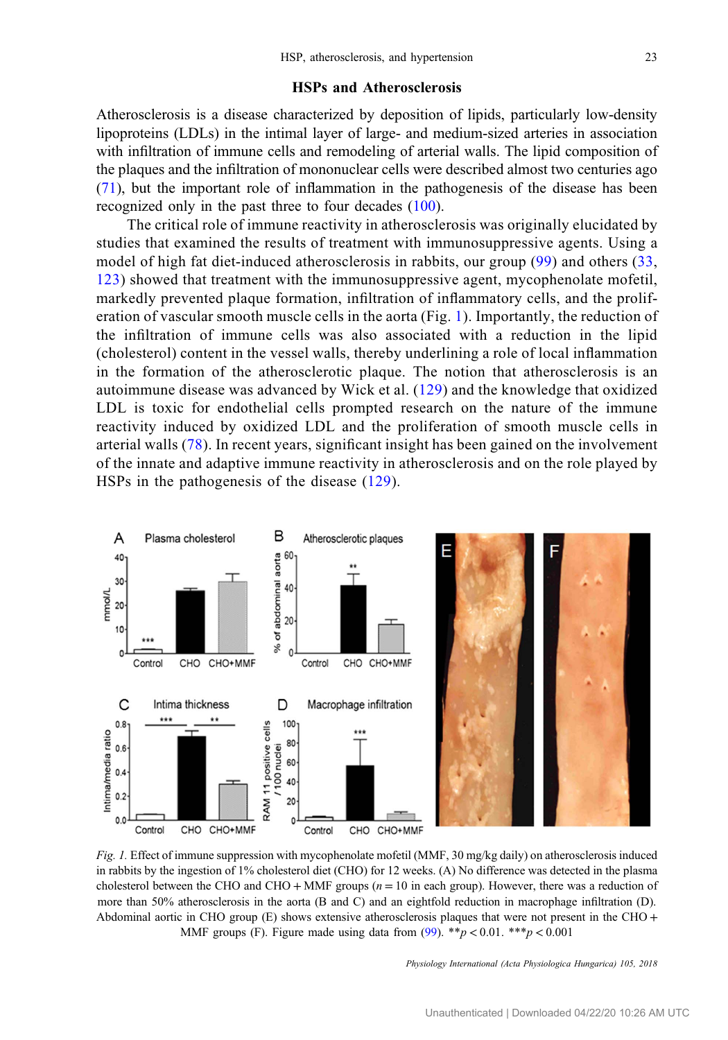## HSPs and Atherosclerosis

Atherosclerosis is a disease characterized by deposition of lipids, particularly low-density lipoproteins (LDLs) in the intimal layer of large- and medium-sized arteries in association with infiltration of immune cells and remodeling of arterial walls. The lipid composition of the plaques and the infiltration of mononuclear cells were described almost two centuries ago (71), but the important role of inflammation in the pathogenesis of the disease has been recognized only in the past three to four decades (100).

The critical role of immune reactivity in atherosclerosis was originally elucidated by studies that examined the results of treatment with immunosuppressive agents. Using a model of high fat diet-induced atherosclerosis in rabbits, our group (99) and others (33, 123) showed that treatment with the immunosuppressive agent, mycophenolate mofetil, markedly prevented plaque formation, infiltration of inflammatory cells, and the proliferation of vascular smooth muscle cells in the aorta (Fig. 1). Importantly, the reduction of the infiltration of immune cells was also associated with a reduction in the lipid (cholesterol) content in the vessel walls, thereby underlining a role of local inflammation in the formation of the atherosclerotic plaque. The notion that atherosclerosis is an autoimmune disease was advanced by Wick et al. (129) and the knowledge that oxidized LDL is toxic for endothelial cells prompted research on the nature of the immune reactivity induced by oxidized LDL and the proliferation of smooth muscle cells in arterial walls (78). In recent years, significant insight has been gained on the involvement of the innate and adaptive immune reactivity in atherosclerosis and on the role played by HSPs in the pathogenesis of the disease (129).

*Fig. 1.* Effect of immune suppression with mycophenolate mofetil (MMF, 30 mg/kg daily) on atherosclerosis induced in rabbits by the ingestion of 1% cholesterol diet (CHO) for 12 weeks. (A) No difference was detected in the plasma cholesterol between the CHO and CHO + MMF groups ($n = 10$ in each group). However, there was a reduction of more than 50% atherosclerosis in the aorta (B and C) and an eightfold reduction in macrophage infiltration (D). Abdominal aortic in CHO group (E) shows extensive atherosclerosis plaques that were not present in the CHO + MMF groups (F). Figure made using data from (99). $^{**}p < 0.01$. $^{***}p < 0.001$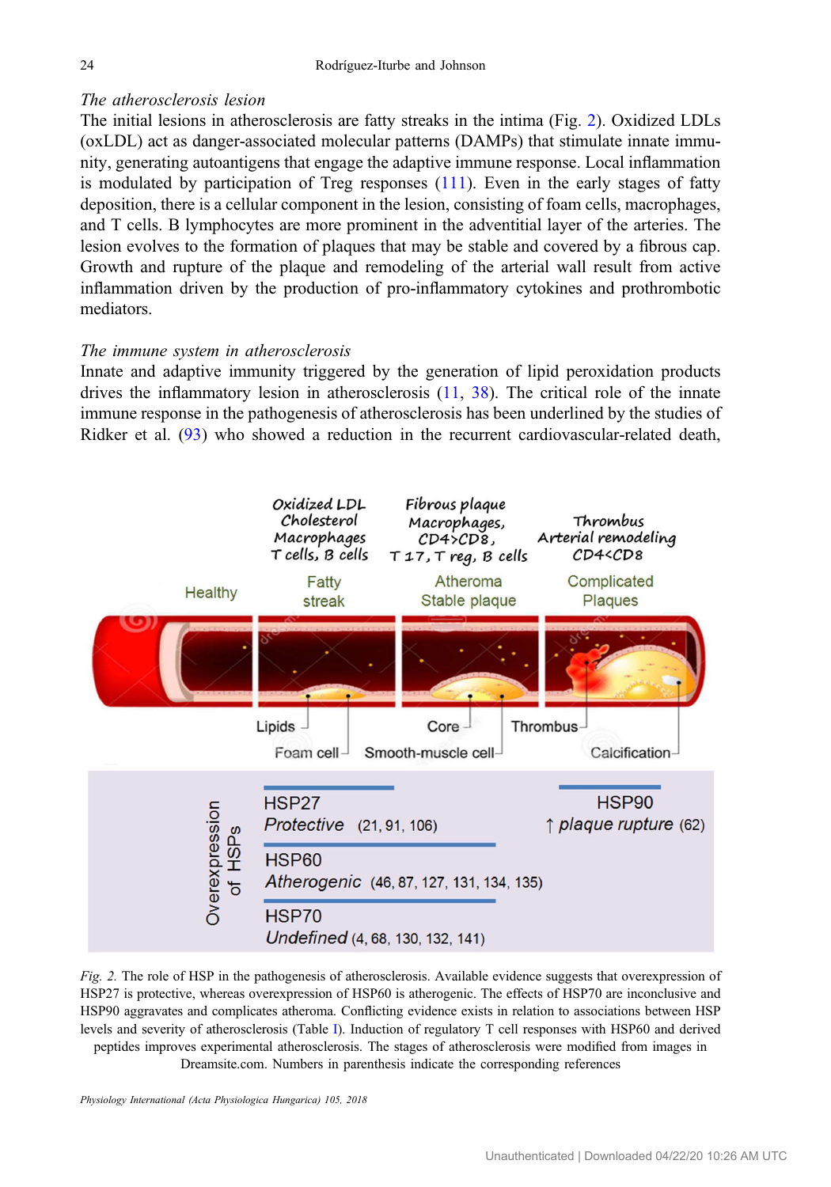*The atherosclerosis lesion*

The initial lesions in atherosclerosis are fatty streaks in the intima (Fig. 2). Oxidized LDLs (oxLDL) act as danger-associated molecular patterns (DAMPs) that stimulate innate immunity, generating autoantigens that engage the adaptive immune response. Local inflammation is modulated by participation of Treg responses (111). Even in the early stages of fatty deposition, there is a cellular component in the lesion, consisting of foam cells, macrophages, and T cells. B lymphocytes are more prominent in the adventitial layer of the arteries. The lesion evolves to the formation of plaques that may be stable and covered by a fibrous cap. Growth and rupture of the plaque and remodeling of the arterial wall result from active inflammation driven by the production of pro-inflammatory cytokines and prothrombotic mediators.

*The immune system in atherosclerosis*

Innate and adaptive immunity triggered by the generation of lipid peroxidation products drives the inflammatory lesion in atherosclerosis (11, 38). The critical role of the innate immune response in the pathogenesis of atherosclerosis has been underlined by the studies of Ridker et al. (93) who showed a reduction in the recurrent cardiovascular-related death,

*Fig. 2.* The role of HSP in the pathogenesis of atherosclerosis. Available evidence suggests that overexpression of HSP27 is protective, whereas overexpression of HSP60 is atherogenic. The effects of HSP70 are inconclusive and HSP90 aggravates and complicates atheroma. Conflicting evidence exists in relation to associations between HSP levels and severity of atherosclerosis (Table I). Induction of regulatory T cell responses with HSP60 and derived peptides improves experimental atherosclerosis. The stages of atherosclerosis were modified from images in Dreamsite.com. Numbers in parenthesis indicate the corresponding references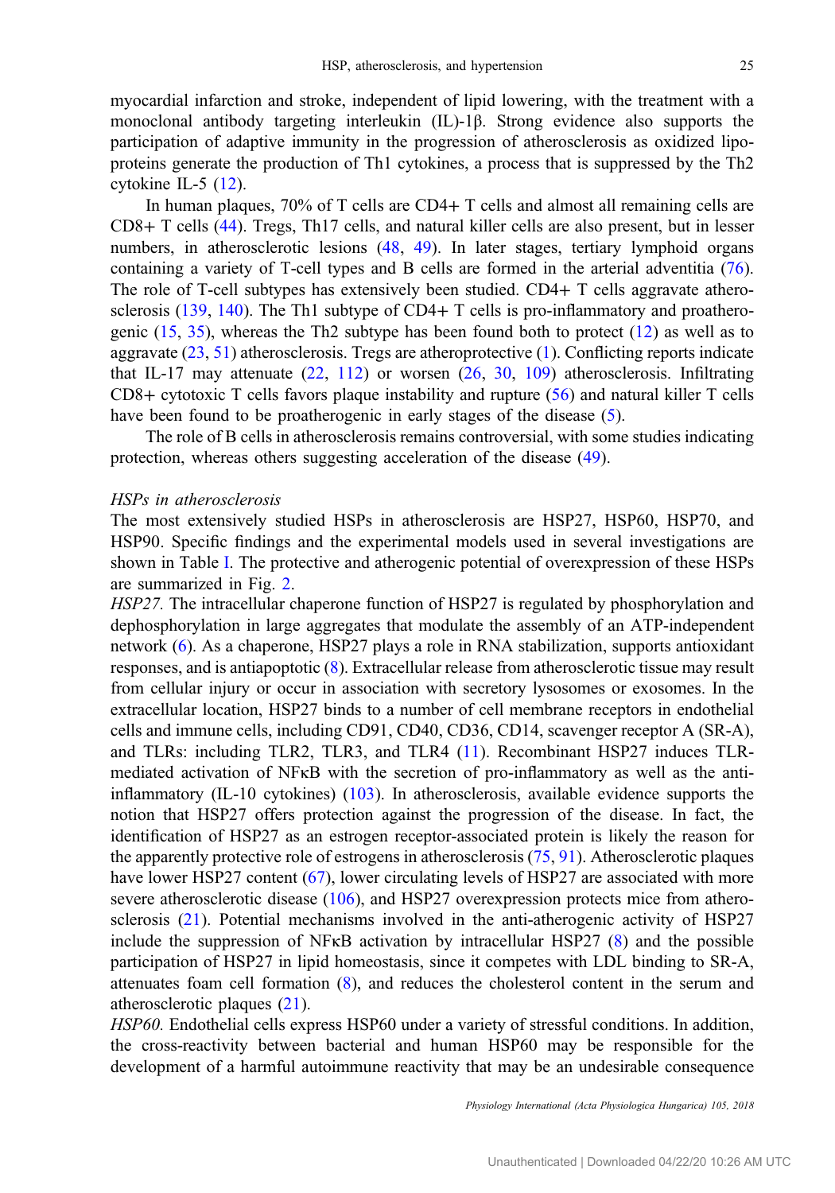myocardial infarction and stroke, independent of lipid lowering, with the treatment with a monoclonal antibody targeting interleukin (IL)-1β. Strong evidence also supports the participation of adaptive immunity in the progression of atherosclerosis as oxidized lipoproteins generate the production of Th1 cytokines, a process that is suppressed by the Th2 cytokine IL-5 (12).

In human plaques, 70% of T cells are CD4+ T cells and almost all remaining cells are CD8+ T cells (44). Tregs, Th17 cells, and natural killer cells are also present, but in lesser numbers, in atherosclerotic lesions (48, 49). In later stages, tertiary lymphoid organs containing a variety of T-cell types and B cells are formed in the arterial adventitia (76). The role of T-cell subtypes has extensively been studied. CD4+ T cells aggravate atherosclerosis (139, 140). The Th1 subtype of CD4+ T cells is pro-inflammatory and proatherogenic (15, 35), whereas the Th2 subtype has been found both to protect (12) as well as to aggravate (23, 51) atherosclerosis. Tregs are atheroprotective (1). Conflicting reports indicate that IL-17 may attenuate (22, 112) or worsen (26, 30, 109) atherosclerosis. Infiltrating CD8+ cytotoxic T cells favors plaque instability and rupture (56) and natural killer T cells have been found to be proatherogenic in early stages of the disease (5).

The role of B cells in atherosclerosis remains controversial, with some studies indicating protection, whereas others suggesting acceleration of the disease (49).

### *HSPs in atherosclerosis*

The most extensively studied HSPs in atherosclerosis are HSP27, HSP60, HSP70, and HSP90. Specific findings and the experimental models used in several investigations are shown in Table I. The protective and atherogenic potential of overexpression of these HSPs are summarized in Fig. 2.

*HSP27.* The intracellular chaperone function of HSP27 is regulated by phosphorylation and dephosphorylation in large aggregates that modulate the assembly of an ATP-independent network (6). As a chaperone, HSP27 plays a role in RNA stabilization, supports antioxidant responses, and is antiapoptotic (8). Extracellular release from atherosclerotic tissue may result from cellular injury or occur in association with secretory lysosomes or exosomes. In the extracellular location, HSP27 binds to a number of cell membrane receptors in endothelial cells and immune cells, including CD91, CD40, CD36, CD14, scavenger receptor A (SR-A), and TLRs: including TLR2, TLR3, and TLR4 (11). Recombinant HSP27 induces TLR-mediated activation of NFκB with the secretion of pro-inflammatory as well as the anti-inflammatory (IL-10 cytokines) (103). In atherosclerosis, available evidence supports the notion that HSP27 offers protection against the progression of the disease. In fact, the identification of HSP27 as an estrogen receptor-associated protein is likely the reason for the apparently protective role of estrogens in atherosclerosis (75, 91). Atherosclerotic plaques have lower HSP27 content (67), lower circulating levels of HSP27 are associated with more severe atherosclerotic disease (106), and HSP27 overexpression protects mice from atherosclerosis (21). Potential mechanisms involved in the anti-atherogenic activity of HSP27 include the suppression of NFκB activation by intracellular HSP27 (8) and the possible participation of HSP27 in lipid homeostasis, since it competes with LDL binding to SR-A, attenuates foam cell formation (8), and reduces the cholesterol content in the serum and atherosclerotic plaques (21).

*HSP60.* Endothelial cells express HSP60 under a variety of stressful conditions. In addition, the cross-reactivity between bacterial and human HSP60 may be responsible for the development of a harmful autoimmune reactivity that may be an undesirable consequence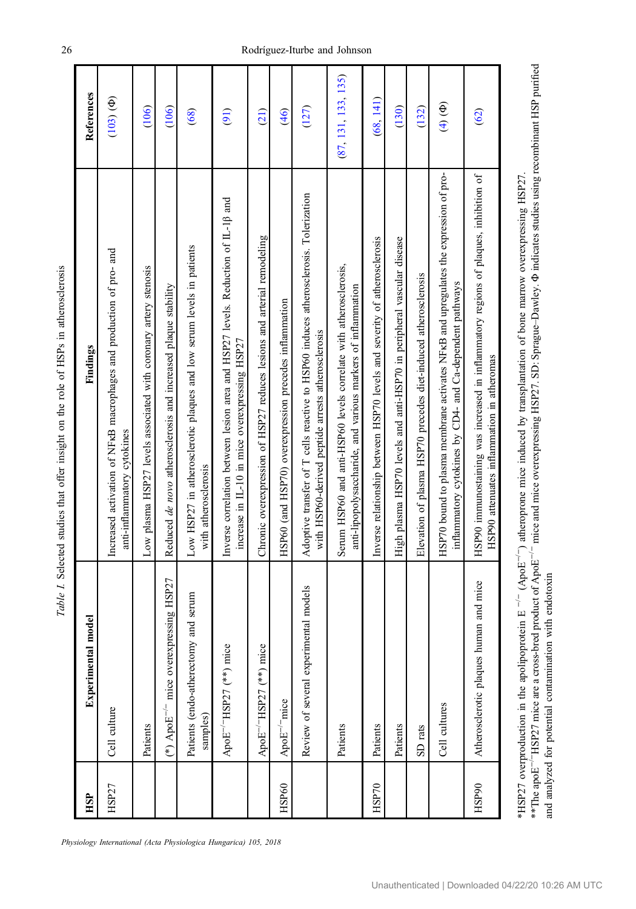*Table I.* Selected studies that offer insight on the role of HSPs in atherosclerosis

| HSP | Experimental model | Findings | References |
|---|---|---|---|
| HSP27 | Cell culture | Increased activation of NFκB macrophages and production of pro- and anti-inflammatory cytokines | (103) (Φ) |
| | Patients | Low plasma HSP27 levels associated with coronary artery stenosis | (106) |
| | (*) ApoE$^{-/-}$ mice overexpressing HSP27 | Reduced *de novo* atherosclerosis and increased plaque stability | (106) |
| | Patients (endo-atherectomy and serum samples) | Low HSP27 in atherosclerotic plaques and low serum levels in patients with atherosclerosis | (68) |
| | ApoE$^{-/-}$HSP27 (**) mice | Inverse correlation between lesion area and HSP27 levels. Reduction of IL-1β and increase in IL-10 in mice overexpressing HSP27 | (91) |
| | ApoE$^{-/-}$HSP27 (**) mice | Chronic overexpression of HSP27 reduces lesions and arterial remodeling | (21) |
| HSP60 | ApoE$^{-/-}$mice | HSP60 (and HSP70) overexpression precedes inflammation | (46) |
| | Review of several experimental models | Adoptive transfer of T cells reactive to HSP60 induces atherosclerosis. Tolerization with HSP60-derived peptide arrests atherosclerosis | (127) |
| | Patients | Serum HSP60 and anti-HSP60 levels correlate with atherosclerosis, anti-lipopolysaccharide, and various markers of inflammation | (87, 131, 133, 135) |
| HSP70 | Patients | Inverse relationship between HSP70 levels and severity of atherosclerosis | (68, 141) |
| | Patients | High plasma HSP70 levels and anti-HSP70 in peripheral vascular disease | (130) |
| | SD rats | Elevation of plasma HSP70 precedes diet-induced atherosclerosis | (132) |
| | Cell cultures | HSP70 bound to plasma membrane activates NFκB and upregulates the expression of pro-inflammatory cytokines by CD4- and Ca-dependent pathways | (4) (Φ) |
| HSP90 | Atherosclerotic plaques human and mice | HSP90 immunostaining was increased in inflammatory regions of plaques, inhibition of HSP90 attenuates inflammation in atheromas | (62) |

*HSP27 overproduction in the apolipoprotein E $^{-/-}$ (ApoE$^{-/-}$) atheroprone mice induced by transplantation of bone marrow overexpressing HSP27.
**The apoE$^{-/-}$HSP27 mice are a cross-bred product of ApoE$^{-/-}$ mice and mice overexpressing HSP27. SD: Sprague–Dawley. Φ indicates studies using recombinant HSP purified and analyzed for potential contamination with endotoxin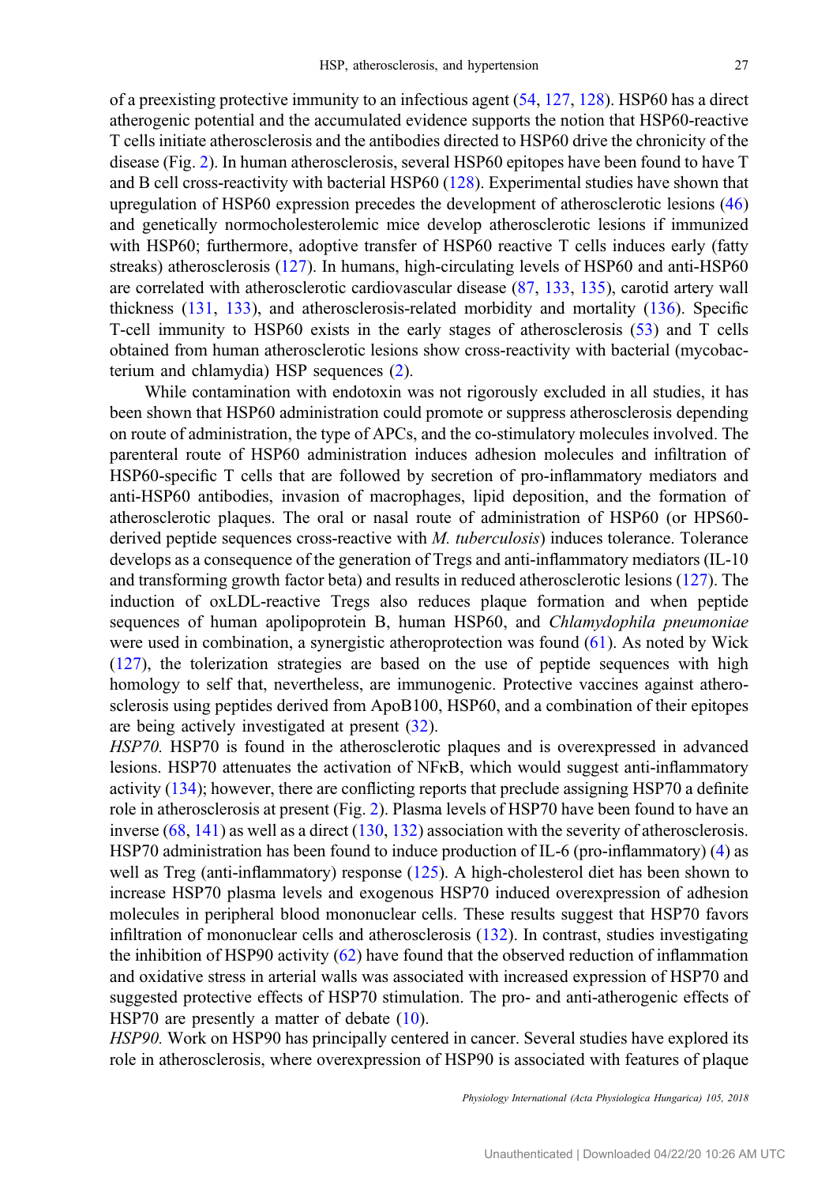of a preexisting protective immunity to an infectious agent (54, 127, 128). HSP60 has a direct atherogenic potential and the accumulated evidence supports the notion that HSP60-reactive T cells initiate atherosclerosis and the antibodies directed to HSP60 drive the chronicity of the disease (Fig. 2). In human atherosclerosis, several HSP60 epitopes have been found to have T and B cell cross-reactivity with bacterial HSP60 (128). Experimental studies have shown that upregulation of HSP60 expression precedes the development of atherosclerotic lesions (46) and genetically normocholesterolemic mice develop atherosclerotic lesions if immunized with HSP60; furthermore, adoptive transfer of HSP60 reactive T cells induces early (fatty streaks) atherosclerosis (127). In humans, high-circulating levels of HSP60 and anti-HSP60 are correlated with atherosclerotic cardiovascular disease (87, 133, 135), carotid artery wall thickness (131, 133), and atherosclerosis-related morbidity and mortality (136). Specific T-cell immunity to HSP60 exists in the early stages of atherosclerosis (53) and T cells obtained from human atherosclerotic lesions show cross-reactivity with bacterial (mycobacterium and chlamydia) HSP sequences (2).

While contamination with endotoxin was not rigorously excluded in all studies, it has been shown that HSP60 administration could promote or suppress atherosclerosis depending on route of administration, the type of APCs, and the co-stimulatory molecules involved. The parenteral route of HSP60 administration induces adhesion molecules and infiltration of HSP60-specific T cells that are followed by secretion of pro-inflammatory mediators and anti-HSP60 antibodies, invasion of macrophages, lipid deposition, and the formation of atherosclerotic plaques. The oral or nasal route of administration of HSP60 (or HPS60-derived peptide sequences cross-reactive with *M. tuberculosis*) induces tolerance. Tolerance develops as a consequence of the generation of Tregs and anti-inflammatory mediators (IL-10 and transforming growth factor beta) and results in reduced atherosclerotic lesions (127). The induction of oxLDL-reactive Tregs also reduces plaque formation and when peptide sequences of human apolipoprotein B, human HSP60, and *Chlamydophila pneumoniae* were used in combination, a synergistic atheroprotection was found (61). As noted by Wick (127), the tolerization strategies are based on the use of peptide sequences with high homology to self that, nevertheless, are immunogenic. Protective vaccines against atherosclerosis using peptides derived from ApoB100, HSP60, and a combination of their epitopes are being actively investigated at present (32).

*HSP70.* HSP70 is found in the atherosclerotic plaques and is overexpressed in advanced lesions. HSP70 attenuates the activation of NFκB, which would suggest anti-inflammatory activity (134); however, there are conflicting reports that preclude assigning HSP70 a definite role in atherosclerosis at present (Fig. 2). Plasma levels of HSP70 have been found to have an inverse (68, 141) as well as a direct (130, 132) association with the severity of atherosclerosis. HSP70 administration has been found to induce production of IL-6 (pro-inflammatory) (4) as well as Treg (anti-inflammatory) response (125). A high-cholesterol diet has been shown to increase HSP70 plasma levels and exogenous HSP70 induced overexpression of adhesion molecules in peripheral blood mononuclear cells. These results suggest that HSP70 favors infiltration of mononuclear cells and atherosclerosis (132). In contrast, studies investigating the inhibition of HSP90 activity (62) have found that the observed reduction of inflammation and oxidative stress in arterial walls was associated with increased expression of HSP70 and suggested protective effects of HSP70 stimulation. The pro- and anti-atherogenic effects of HSP70 are presently a matter of debate (10).

*HSP90.* Work on HSP90 has principally centered in cancer. Several studies have explored its role in atherosclerosis, where overexpression of HSP90 is associated with features of plaque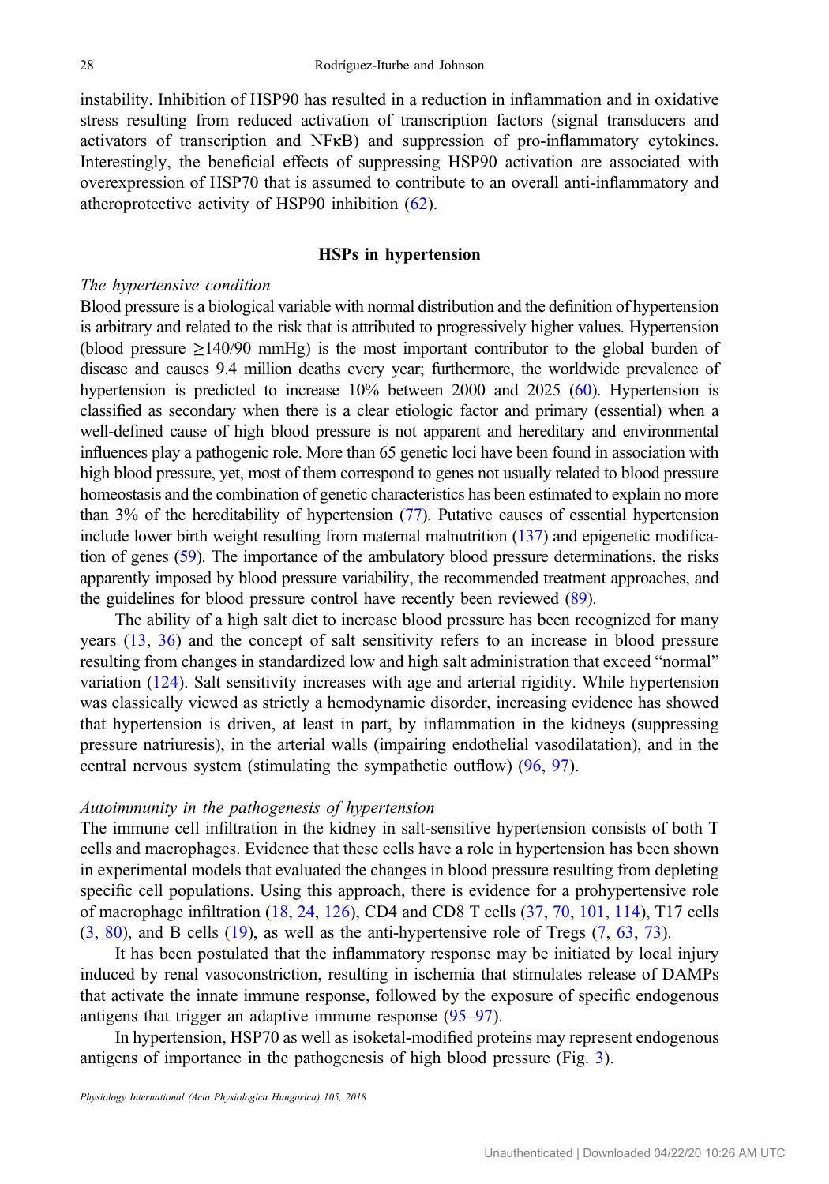instability. Inhibition of HSP90 has resulted in a reduction in inflammation and in oxidative stress resulting from reduced activation of transcription factors (signal transducers and activators of transcription and NFκB) and suppression of pro-inflammatory cytokines. Interestingly, the beneficial effects of suppressing HSP90 activation are associated with overexpression of HSP70 that is assumed to contribute to an overall anti-inflammatory and atheroprotective activity of HSP90 inhibition (62).

## HSPs in hypertension

### *The hypertensive condition*

Blood pressure is a biological variable with normal distribution and the definition of hypertension is arbitrary and related to the risk that is attributed to progressively higher values. Hypertension (blood pressure ≥140/90 mmHg) is the most important contributor to the global burden of disease and causes 9.4 million deaths every year; furthermore, the worldwide prevalence of hypertension is predicted to increase 10% between 2000 and 2025 (60). Hypertension is classified as secondary when there is a clear etiologic factor and primary (essential) when a well-defined cause of high blood pressure is not apparent and hereditary and environmental influences play a pathogenic role. More than 65 genetic loci have been found in association with high blood pressure, yet, most of them correspond to genes not usually related to blood pressure homeostasis and the combination of genetic characteristics has been estimated to explain no more than 3% of the hereditability of hypertension (77). Putative causes of essential hypertension include lower birth weight resulting from maternal malnutrition (137) and epigenetic modification of genes (59). The importance of the ambulatory blood pressure determinations, the risks apparently imposed by blood pressure variability, the recommended treatment approaches, and the guidelines for blood pressure control have recently been reviewed (89).

The ability of a high salt diet to increase blood pressure has been recognized for many years (13, 36) and the concept of salt sensitivity refers to an increase in blood pressure resulting from changes in standardized low and high salt administration that exceed "normal" variation (124). Salt sensitivity increases with age and arterial rigidity. While hypertension was classically viewed as strictly a hemodynamic disorder, increasing evidence has showed that hypertension is driven, at least in part, by inflammation in the kidneys (suppressing pressure natriuresis), in the arterial walls (impairing endothelial vasodilatation), and in the central nervous system (stimulating the sympathetic outflow) (96, 97).

### *Autoimmunity in the pathogenesis of hypertension*

The immune cell infiltration in the kidney in salt-sensitive hypertension consists of both T cells and macrophages. Evidence that these cells have a role in hypertension has been shown in experimental models that evaluated the changes in blood pressure resulting from depleting specific cell populations. Using this approach, there is evidence for a prohypertensive role of macrophage infiltration (18, 24, 126), CD4 and CD8 T cells (37, 70, 101, 114), T17 cells (3, 80), and B cells (19), as well as the anti-hypertensive role of Tregs (7, 63, 73).

It has been postulated that the inflammatory response may be initiated by local injury induced by renal vasoconstriction, resulting in ischemia that stimulates release of DAMPs that activate the innate immune response, followed by the exposure of specific endogenous antigens that trigger an adaptive immune response (95–97).

In hypertension, HSP70 as well as isoketal-modified proteins may represent endogenous antigens of importance in the pathogenesis of high blood pressure (Fig. 3).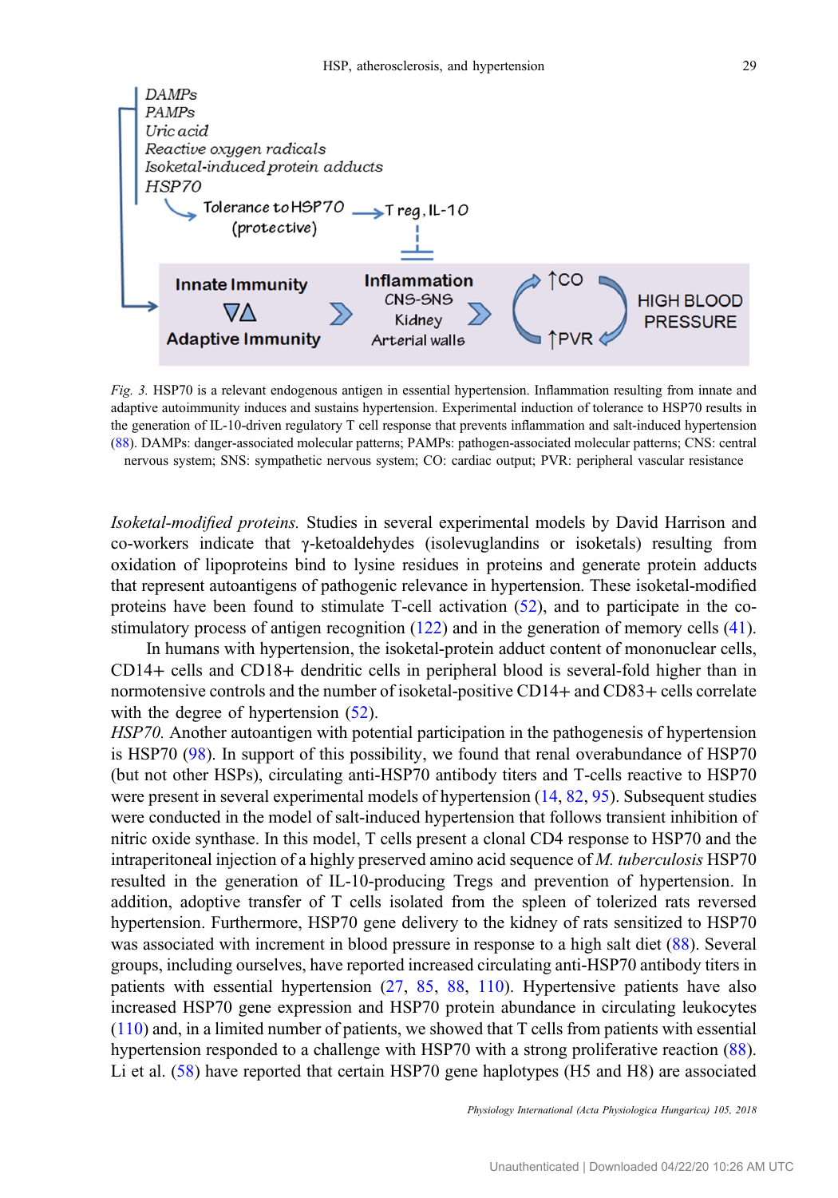*Fig. 3.* HSP70 is a relevant endogenous antigen in essential hypertension. Inflammation resulting from innate and adaptive autoimmunity induces and sustains hypertension. Experimental induction of tolerance to HSP70 results in the generation of IL-10-driven regulatory T cell response that prevents inflammation and salt-induced hypertension (88). DAMPs: danger-associated molecular patterns; PAMPs: pathogen-associated molecular patterns; CNS: central nervous system; SNS: sympathetic nervous system; CO: cardiac output; PVR: peripheral vascular resistance

*Isoketal-modified proteins.* Studies in several experimental models by David Harrison and co-workers indicate that γ-ketoaldehydes (isolevuglandins or isoketals) resulting from oxidation of lipoproteins bind to lysine residues in proteins and generate protein adducts that represent autoantigens of pathogenic relevance in hypertension. These isoketal-modified proteins have been found to stimulate T-cell activation (52), and to participate in the co-stimulatory process of antigen recognition (122) and in the generation of memory cells (41).

In humans with hypertension, the isoketal-protein adduct content of mononuclear cells, CD14+ cells and CD18+ dendritic cells in peripheral blood is several-fold higher than in normotensive controls and the number of isoketal-positive CD14+ and CD83+ cells correlate with the degree of hypertension (52).

*HSP70.* Another autoantigen with potential participation in the pathogenesis of hypertension is HSP70 (98). In support of this possibility, we found that renal overabundance of HSP70 (but not other HSPs), circulating anti-HSP70 antibody titers and T-cells reactive to HSP70 were present in several experimental models of hypertension (14, 82, 95). Subsequent studies were conducted in the model of salt-induced hypertension that follows transient inhibition of nitric oxide synthase. In this model, T cells present a clonal CD4 response to HSP70 and the intraperitoneal injection of a highly preserved amino acid sequence of *M. tuberculosis* HSP70 resulted in the generation of IL-10-producing Tregs and prevention of hypertension. In addition, adoptive transfer of T cells isolated from the spleen of tolerized rats reversed hypertension. Furthermore, HSP70 gene delivery to the kidney of rats sensitized to HSP70 was associated with increment in blood pressure in response to a high salt diet (88). Several groups, including ourselves, have reported increased circulating anti-HSP70 antibody titers in patients with essential hypertension (27, 85, 88, 110). Hypertensive patients have also increased HSP70 gene expression and HSP70 protein abundance in circulating leukocytes (110) and, in a limited number of patients, we showed that T cells from patients with essential hypertension responded to a challenge with HSP70 with a strong proliferative reaction (88). Li et al. (58) have reported that certain HSP70 gene haplotypes (H5 and H8) are associated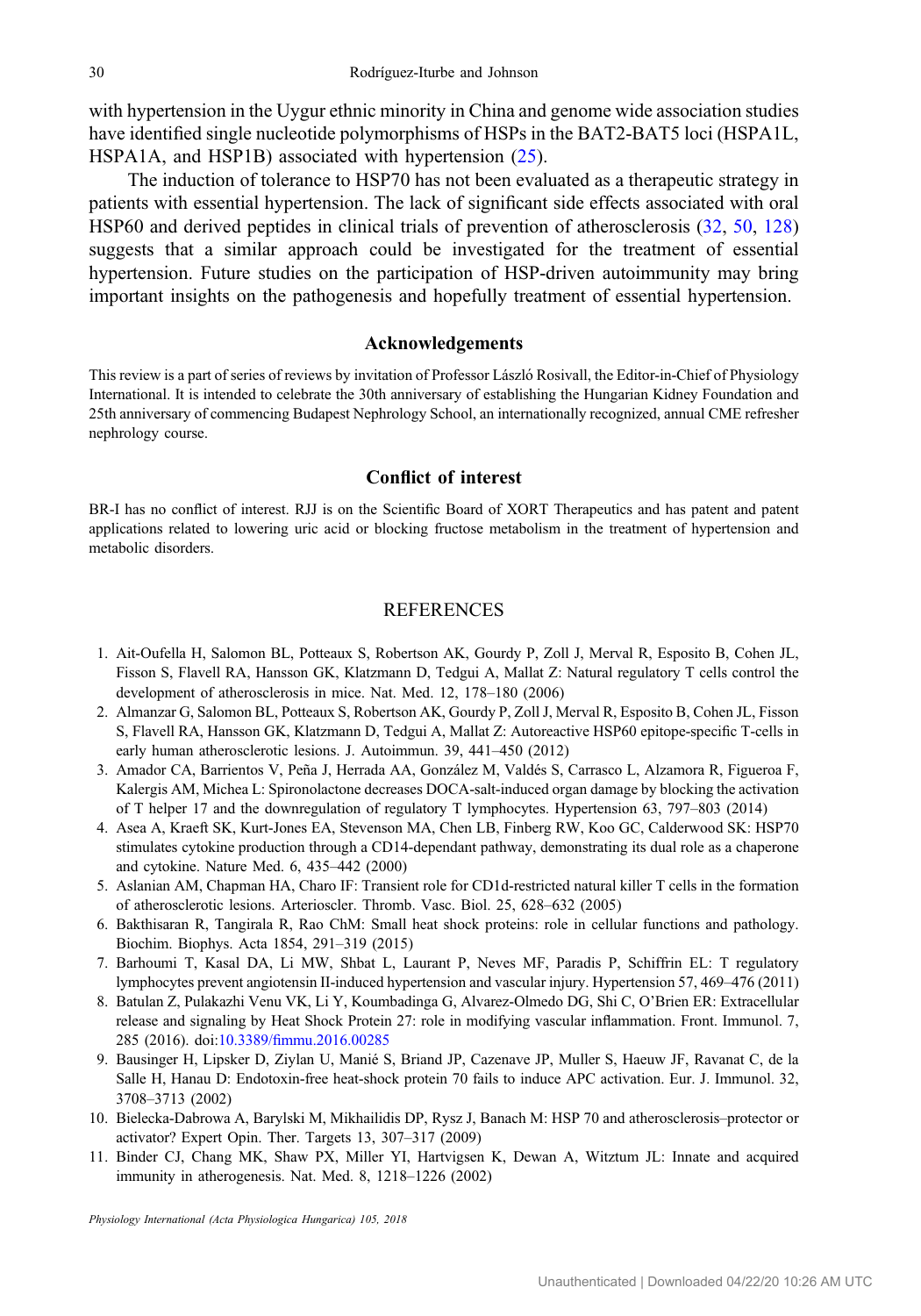with hypertension in the Uygur ethnic minority in China and genome wide association studies have identified single nucleotide polymorphisms of HSPs in the BAT2-BAT5 loci (HSPA1L, HSPA1A, and HSP1B) associated with hypertension (25).

The induction of tolerance to HSP70 has not been evaluated as a therapeutic strategy in patients with essential hypertension. The lack of significant side effects associated with oral HSP60 and derived peptides in clinical trials of prevention of atherosclerosis (32, 50, 128) suggests that a similar approach could be investigated for the treatment of essential hypertension. Future studies on the participation of HSP-driven autoimmunity may bring important insights on the pathogenesis and hopefully treatment of essential hypertension.

## Acknowledgements

This review is a part of series of reviews by invitation of Professor László Rosivall, the Editor-in-Chief of Physiology International. It is intended to celebrate the 30th anniversary of establishing the Hungarian Kidney Foundation and 25th anniversary of commencing Budapest Nephrology School, an internationally recognized, annual CME refresher nephrology course.

## Conflict of interest

BR-I has no conflict of interest. RJJ is on the Scientific Board of XORT Therapeutics and has patent and patent applications related to lowering uric acid or blocking fructose metabolism in the treatment of hypertension and metabolic disorders.

## REFERENCES

1. Ait-Oufella H, Salomon BL, Potteaux S, Robertson AK, Gourdy P, Zoll J, Merval R, Esposito B, Cohen JL, Fisson S, Flavell RA, Hansson GK, Klatzmann D, Tedgui A, Mallat Z: Natural regulatory T cells control the development of atherosclerosis in mice. Nat. Med. 12, 178–180 (2006)
2. Almanzar G, Salomon BL, Potteaux S, Robertson AK, Gourdy P, Zoll J, Merval R, Esposito B, Cohen JL, Fisson S, Flavell RA, Hansson GK, Klatzmann D, Tedgui A, Mallat Z: Autoreactive HSP60 epitope-specific T-cells in early human atherosclerotic lesions. J. Autoimmun. 39, 441–450 (2012)
3. Amador CA, Barrientos V, Peña J, Herrada AA, González M, Valdés S, Carrasco L, Alzamora R, Figueroa F, Kalergis AM, Michea L: Spironolactone decreases DOCA-salt-induced organ damage by blocking the activation of T helper 17 and the downregulation of regulatory T lymphocytes. Hypertension 63, 797–803 (2014)
4. Asea A, Kraeft SK, Kurt-Jones EA, Stevenson MA, Chen LB, Finberg RW, Koo GC, Calderwood SK: HSP70 stimulates cytokine production through a CD14-dependant pathway, demonstrating its dual role as a chaperone and cytokine. Nature Med. 6, 435–442 (2000)
5. Aslanian AM, Chapman HA, Charo IF: Transient role for CD1d-restricted natural killer T cells in the formation of atherosclerotic lesions. Arterioscler. Thromb. Vasc. Biol. 25, 628–632 (2005)
6. Bakthisaran R, Tangirala R, Rao ChM: Small heat shock proteins: role in cellular functions and pathology. Biochim. Biophys. Acta 1854, 291–319 (2015)
7. Barhoumi T, Kasal DA, Li MW, Shbat L, Laurant P, Neves MF, Paradis P, Schiffrin EL: T regulatory lymphocytes prevent angiotensin II-induced hypertension and vascular injury. Hypertension 57, 469–476 (2011)
8. Batulan Z, Pulakazhi Venu VK, Li Y, Koumbadinga G, Alvarez-Olmedo DG, Shi C, O'Brien ER: Extracellular release and signaling by Heat Shock Protein 27: role in modifying vascular inflammation. Front. Immunol. 7, 285 (2016). doi:10.3389/fimmu.2016.00285
9. Bausinger H, Lipsker D, Ziylan U, Manié S, Briand JP, Cazenave JP, Muller S, Haeuw JF, Ravanat C, de la Salle H, Hanau D: Endotoxin-free heat-shock protein 70 fails to induce APC activation. Eur. J. Immunol. 32, 3708–3713 (2002)
10. Bielecka-Dabrowa A, Barylski M, Mikhailidis DP, Rysz J, Banach M: HSP 70 and atherosclerosis–protector or activator? Expert Opin. Ther. Targets 13, 307–317 (2009)
11. Binder CJ, Chang MK, Shaw PX, Miller YI, Hartvigsen K, Dewan A, Witztum JL: Innate and acquired immunity in atherogenesis. Nat. Med. 8, 1218–1226 (2002)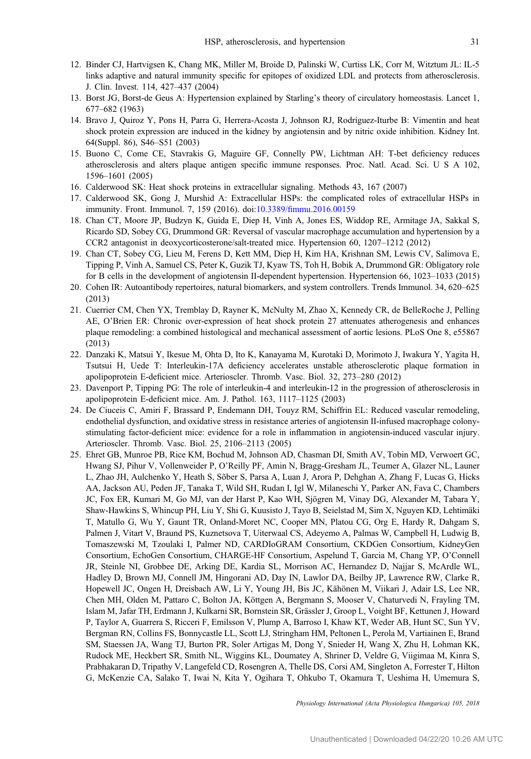12. Binder CJ, Hartvigsen K, Chang MK, Miller M, Broide D, Palinski W, Curtiss LK, Corr M, Witztum JL: IL-5 links adaptive and natural immunity specific for epitopes of oxidized LDL and protects from atherosclerosis. J. Clin. Invest. 114, 427–437 (2004)
13. Borst JG, Borst-de Geus A: Hypertension explained by Starling's theory of circulatory homeostasis. Lancet 1, 677–682 (1963)
14. Bravo J, Quiroz Y, Pons H, Parra G, Herrera-Acosta J, Johnson RJ, Rodríguez-Iturbe B: Vimentin and heat shock protein expression are induced in the kidney by angiotensin and by nitric oxide inhibition. Kidney Int. 64(Suppl. 86), S46–S51 (2003)
15. Buono C, Come CE, Stavrakis G, Maguire GF, Connelly PW, Lichtman AH: T-bet deficiency reduces atherosclerosis and alters plaque antigen specific immune responses. Proc. Natl. Acad. Sci. U S A 102, 1596–1601 (2005)
16. Calderwood SK: Heat shock proteins in extracellular signaling. Methods 43, 167 (2007)
17. Calderwood SK, Gong J, Murshid A: Extracellular HSPs: the complicated roles of extracellular HSPs in immunity. Front. Immunol. 7, 159 (2016). doi:10.3389/fimmu.2016.00159
18. Chan CT, Moore JP, Budzyn K, Guida E, Diep H, Vinh A, Jones ES, Widdop RE, Armitage JA, Sakkal S, Ricardo SD, Sobey CG, Drummond GR: Reversal of vascular macrophage accumulation and hypertension by a CCR2 antagonist in deoxycorticosterone/salt-treated mice. Hypertension 60, 1207–1212 (2012)
19. Chan CT, Sobey CG, Lieu M, Ferens D, Kett MM, Diep H, Kim HA, Krishnan SM, Lewis CV, Salimova E, Tipping P, Vinh A, Samuel CS, Peter K, Guzik TJ, Kyaw TS, Toh H, Bobik A, Drummond GR: Obligatory role for B cells in the development of angiotensin II-dependent hypertension. Hypertension 66, 1023–1033 (2015)
20. Cohen IR: Autoantibody repertoires, natural biomarkers, and system controllers. Trends Immunol. 34, 620–625 (2013)
21. Cuerrier CM, Chen YX, Tremblay D, Rayner K, McNulty M, Zhao X, Kennedy CR, de BelleRoche J, Pelling AE, O'Brien ER: Chronic over-expression of heat shock protein 27 attenuates atherogenesis and enhances plaque remodeling: a combined histological and mechanical assessment of aortic lesions. PLoS One 8, e55867 (2013)
22. Danzaki K, Matsui Y, Ikesue M, Ohta D, Ito K, Kanayama M, Kurotaki D, Morimoto J, Iwakura Y, Yagita H, Tsutsui H, Uede T: Interleukin-17A deficiency accelerates unstable atherosclerotic plaque formation in apolipoprotein E-deficient mice. Arterioscler. Thromb. Vasc. Biol. 32, 273–280 (2012)
23. Davenport P, Tipping PG: The role of interleukin-4 and interleukin-12 in the progression of atherosclerosis in apolipoprotein E-deficient mice. Am. J. Pathol. 163, 1117–1125 (2003)
24. De Ciuceis C, Amiri F, Brassard P, Endemann DH, Touyz RM, Schiffrin EL: Reduced vascular remodeling, endothelial dysfunction, and oxidative stress in resistance arteries of angiotensin II-infused macrophage colony-stimulating factor-deficient mice: evidence for a role in inflammation in angiotensin-induced vascular injury. Arterioscler. Thromb. Vasc. Biol. 25, 2106–2113 (2005)
25. Ehret GB, Munroe PB, Rice KM, Bochud M, Johnson AD, Chasman DI, Smith AV, Tobin MD, Verwoert GC, Hwang SJ, Pihur V, Vollenweider P, O'Reilly PF, Amin N, Bragg-Gresham JL, Teumer A, Glazer NL, Launer L, Zhao JH, Aulchenko Y, Heath S, Sõber S, Parsa A, Luan J, Arora P, Dehghan A, Zhang F, Lucas G, Hicks AA, Jackson AU, Peden JF, Tanaka T, Wild SH, Rudan I, Igl W, Milaneschi Y, Parker AN, Fava C, Chambers JC, Fox ER, Kumari M, Go MJ, van der Harst P, Kao WH, Sjögren M, Vinay DG, Alexander M, Tabara Y, Shaw-Hawkins S, Whincup PH, Liu Y, Shi G, Kuusisto J, Tayo B, Seielstad M, Sim X, Nguyen KD, Lehtimäki T, Matullo G, Wu Y, Gaunt TR, Onland-Moret NC, Cooper MN, Platou CG, Org E, Hardy R, Dahgam S, Palmen J, Vitart V, Braund PS, Kuznetsova T, Uiterwaal CS, Adeyemo A, Palmas W, Campbell H, Ludwig B, Tomaszewski M, Tzoulaki I, Palmer ND, CARDIoGRAM Consortium, CKDGen Consortium, KidneyGen Consortium, EchoGen Consortium, CHARGE-HF Consortium, Aspelund T, Garcia M, Chang YP, O'Connell JR, Steinle NI, Grobbee DE, Arking DE, Kardia SL, Morrison AC, Hernandez D, Najjar S, McArdle WL, Hadley D, Brown MJ, Connell JM, Hingorani AD, Day IN, Lawlor DA, Beilby JP, Lawrence RW, Clarke R, Hopewell JC, Ongen H, Dreisbach AW, Li Y, Young JH, Bis JC, Kähönen M, Viikari J, Adair LS, Lee NR, Chen MH, Olden M, Pattaro C, Bolton JA, Köttgen A, Bergmann S, Mooser V, Chaturvedi N, Frayling TM, Islam M, Jafar TH, Erdmann J, Kulkarni SR, Bornstein SR, Grässler J, Groop L, Voight BF, Kettunen J, Howard P, Taylor A, Guarrera S, Ricceri F, Emilsson V, Plump A, Barroso I, Khaw KT, Weder AB, Hunt SC, Sun YV, Bergman RN, Collins FS, Bonnycastle LL, Scott LJ, Stringham HM, Peltonen L, Perola M, Vartiainen E, Brand SM, Staessen JA, Wang TJ, Burton PR, Soler Artigas M, Dong Y, Snieder H, Wang X, Zhu H, Lohman KK, Rudock ME, Heckbert SR, Smith NL, Wiggins KL, Doumatey A, Shriner D, Veldre G, Viigimaa M, Kinra S, Prabhakaran D, Tripathy V, Langefeld CD, Rosengren A, Thelle DS, Corsi AM, Singleton A, Forrester T, Hilton G, McKenzie CA, Salako T, Iwai N, Kita Y, Ogihara T, Ohkubo T, Okamura T, Ueshima H, Umemura S,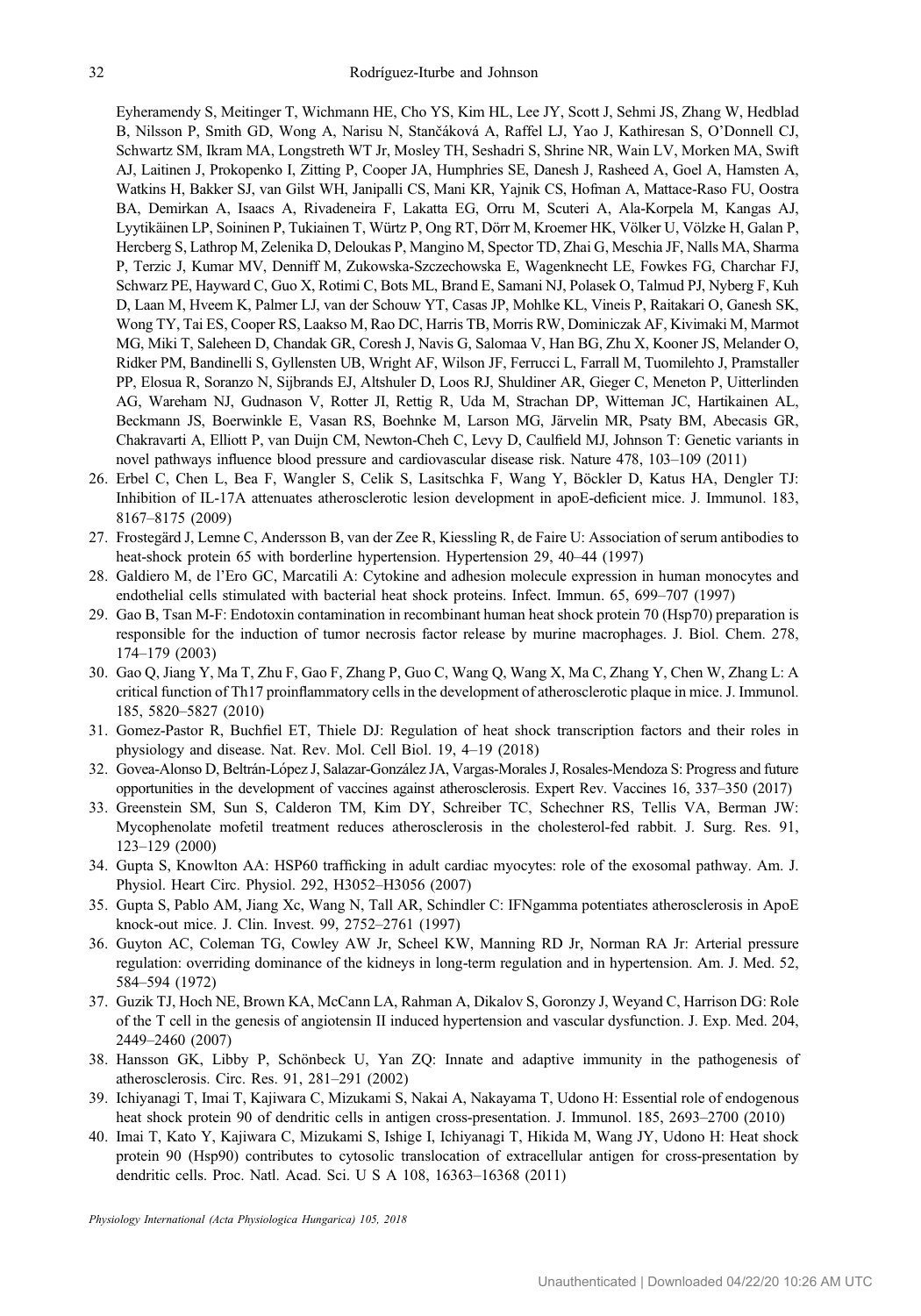Eyheramendy S, Meitinger T, Wichmann HE, Cho YS, Kim HL, Lee JY, Scott J, Sehmi JS, Zhang W, Hedblad B, Nilsson P, Smith GD, Wong A, Narisu N, Stančáková A, Raffel LJ, Yao J, Kathiresan S, O'Donnell CJ, Schwartz SM, Ikram MA, Longstreth WT Jr, Mosley TH, Seshadri S, Shrine NR, Wain LV, Morken MA, Swift AJ, Laitinen J, Prokopenko I, Zitting P, Cooper JA, Humphries SE, Danesh J, Rasheed A, Goel A, Hamsten A, Watkins H, Bakker SJ, van Gilst WH, Janipalli CS, Mani KR, Yajnik CS, Hofman A, Mattace-Raso FU, Oostra BA, Demirkan A, Isaacs A, Rivadeneira F, Lakatta EG, Orru M, Scuteri A, Ala-Korpela M, Kangas AJ, Lyytikäinen LP, Soininen P, Tukiainen T, Würtz P, Ong RT, Dörr M, Kroemer HK, Völker U, Völzke H, Galan P, Hercberg S, Lathrop M, Zelenika D, Deloukas P, Mangino M, Spector TD, Zhai G, Meschia JF, Nalls MA, Sharma P, Terzic J, Kumar MV, Denniff M, Zukowska-Szczechowska E, Wagenknecht LE, Fowkes FG, Charchar FJ, Schwarz PE, Hayward C, Guo X, Rotimi C, Bots ML, Brand E, Samani NJ, Polasek O, Talmud PJ, Nyberg F, Kuh D, Laan M, Hveem K, Palmer LJ, van der Schouw YT, Casas JP, Mohlke KL, Vineis P, Raitakari O, Ganesh SK, Wong TY, Tai ES, Cooper RS, Laakso M, Rao DC, Harris TB, Morris RW, Dominiczak AF, Kivimaki M, Marmot MG, Miki T, Saleheen D, Chandak GR, Coresh J, Navis G, Salomaa V, Han BG, Zhu X, Kooner JS, Melander O, Ridker PM, Bandinelli S, Gyllensten UB, Wright AF, Wilson JF, Ferrucci L, Farrall M, Tuomilehto J, Pramstaller PP, Elosua R, Soranzo N, Sijbrands EJ, Altshuler D, Loos RJ, Shuldiner AR, Gieger C, Meneton P, Uitterlinden AG, Wareham NJ, Gudnason V, Rotter JI, Rettig R, Uda M, Strachan DP, Witteman JC, Hartikainen AL, Beckmann JS, Boerwinkle E, Vasan RS, Boehnke M, Larson MG, Järvelin MR, Psaty BM, Abecasis GR, Chakravarti A, Elliott P, van Duijn CM, Newton-Cheh C, Levy D, Caulfield MJ, Johnson T: Genetic variants in novel pathways influence blood pressure and cardiovascular disease risk. Nature 478, 103–109 (2011)

26. Erbel C, Chen L, Bea F, Wangler S, Celik S, Lasitschka F, Wang Y, Böckler D, Katus HA, Dengler TJ: Inhibition of IL-17A attenuates atherosclerotic lesion development in apoE-deficient mice. J. Immunol. 183, 8167–8175 (2009)
27. Frostegård J, Lemne C, Andersson B, van der Zee R, Kiessling R, de Faire U: Association of serum antibodies to heat-shock protein 65 with borderline hypertension. Hypertension 29, 40–44 (1997)
28. Galdiero M, de l'Ero GC, Marcatili A: Cytokine and adhesion molecule expression in human monocytes and endothelial cells stimulated with bacterial heat shock proteins. Infect. Immun. 65, 699–707 (1997)
29. Gao B, Tsan M-F: Endotoxin contamination in recombinant human heat shock protein 70 (Hsp70) preparation is responsible for the induction of tumor necrosis factor release by murine macrophages. J. Biol. Chem. 278, 174–179 (2003)
30. Gao Q, Jiang Y, Ma T, Zhu F, Gao F, Zhang P, Guo C, Wang Q, Wang X, Ma C, Zhang Y, Chen W, Zhang L: A critical function of Th17 proinflammatory cells in the development of atherosclerotic plaque in mice. J. Immunol. 185, 5820–5827 (2010)
31. Gomez-Pastor R, Buchfiel ET, Thiele DJ: Regulation of heat shock transcription factors and their roles in physiology and disease. Nat. Rev. Mol. Cell Biol. 19, 4–19 (2018)
32. Govea-Alonso DJ, Beltrán-López J, Salazar-González JA, Vargas-Morales J, Rosales-Mendoza S: Progress and future opportunities in the development of vaccines against atherosclerosis. Expert Rev. Vaccines 16, 337–350 (2017)
33. Greenstein SM, Sun S, Calderon TM, Kim DY, Schreiber TC, Schechner RS, Tellis VA, Berman JW: Mycophenolate mofetil treatment reduces atherosclerosis in the cholesterol-fed rabbit. J. Surg. Res. 91, 123–129 (2000)
34. Gupta S, Knowlton AA: HSP60 trafficking in adult cardiac myocytes: role of the exosomal pathway. Am. J. Physiol. Heart Circ. Physiol. 292, H3052–H3056 (2007)
35. Gupta S, Pablo AM, Jiang Xc, Wang N, Tall AR, Schindler C: IFNgamma potentiates atherosclerosis in ApoE knock-out mice. J. Clin. Invest. 99, 2752–2761 (1997)
36. Guyton AC, Coleman TG, Cowley AW Jr, Scheel KW, Manning RD Jr, Norman RA Jr: Arterial pressure regulation: overriding dominance of the kidneys in long-term regulation and in hypertension. Am. J. Med. 52, 584–594 (1972)
37. Guzik TJ, Hoch NE, Brown KA, McCann LA, Rahman A, Dikalov S, Goronzy J, Weyand C, Harrison DG: Role of the T cell in the genesis of angiotensin II induced hypertension and vascular dysfunction. J. Exp. Med. 204, 2449–2460 (2007)
38. Hansson GK, Libby P, Schönbeck U, Yan ZQ: Innate and adaptive immunity in the pathogenesis of atherosclerosis. Circ. Res. 91, 281–291 (2002)
39. Ichiyanagi T, Imai T, Kajiwara C, Mizukami S, Nakai A, Nakayama T, Udono H: Essential role of endogenous heat shock protein 90 of dendritic cells in antigen cross-presentation. J. Immunol. 185, 2693–2700 (2010)
40. Imai T, Kato Y, Kajiwara C, Mizukami S, Ishige I, Ichiyanagi T, Hikida M, Wang JY, Udono H: Heat shock protein 90 (Hsp90) contributes to cytosolic translocation of extracellular antigen for cross-presentation by dendritic cells. Proc. Natl. Acad. Sci. U S A 108, 16363–16368 (2011)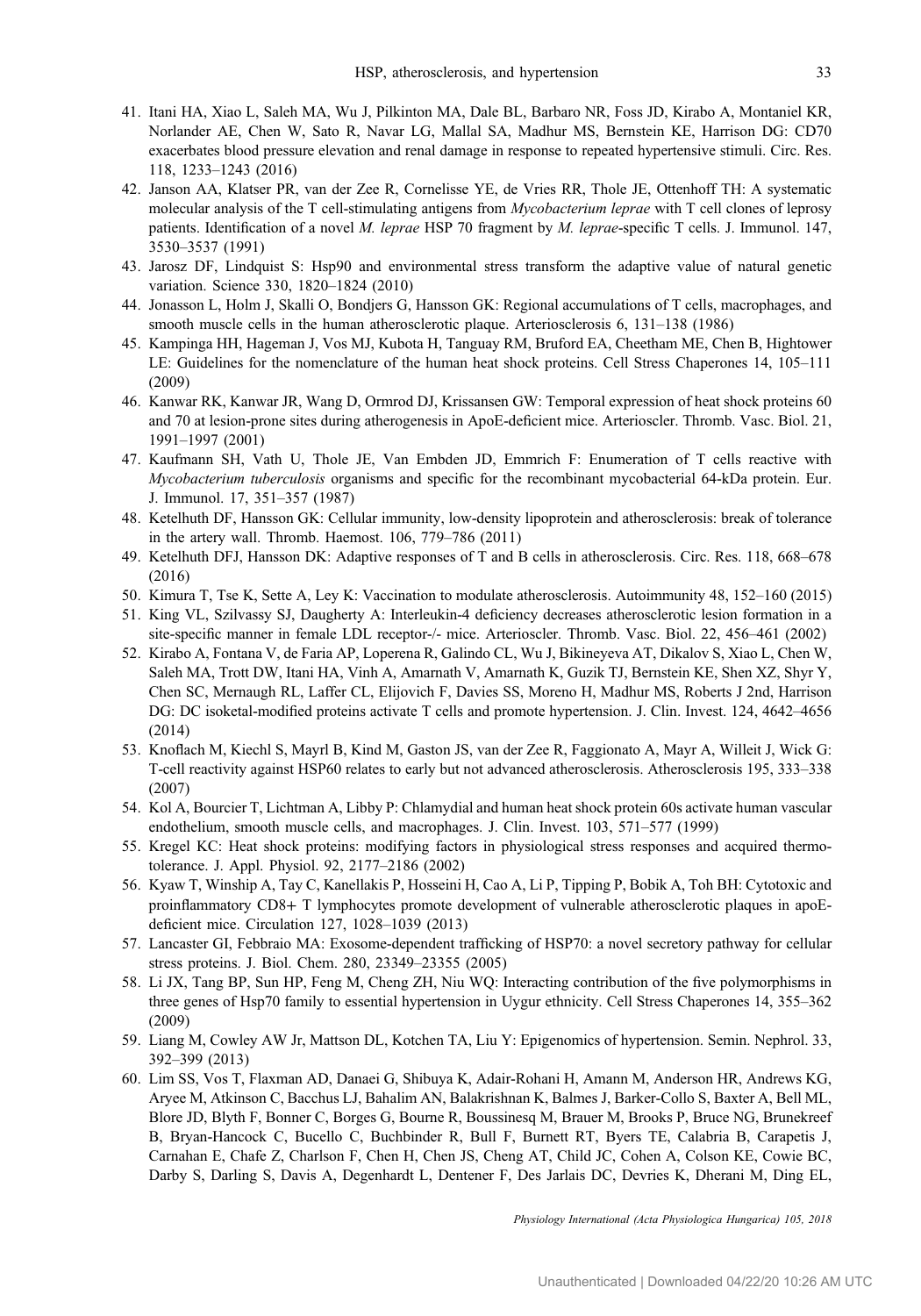41. Itani HA, Xiao L, Saleh MA, Wu J, Pilkinton MA, Dale BL, Barbaro NR, Foss JD, Kirabo A, Montaniel KR, Norlander AE, Chen W, Sato R, Navar LG, Mallal SA, Madhur MS, Bernstein KE, Harrison DG: CD70 exacerbates blood pressure elevation and renal damage in response to repeated hypertensive stimuli. Circ. Res. 118, 1233–1243 (2016)
42. Janson AA, Klatser PR, van der Zee R, Cornelisse YE, de Vries RR, Thole JE, Ottenhoff TH: A systematic molecular analysis of the T cell-stimulating antigens from *Mycobacterium leprae* with T cell clones of leprosy patients. Identification of a novel *M. leprae* HSP 70 fragment by *M. leprae*-specific T cells. J. Immunol. 147, 3530–3537 (1991)
43. Jarosz DF, Lindquist S: Hsp90 and environmental stress transform the adaptive value of natural genetic variation. Science 330, 1820–1824 (2010)
44. Jonasson L, Holm J, Skalli O, Bondjers G, Hansson GK: Regional accumulations of T cells, macrophages, and smooth muscle cells in the human atherosclerotic plaque. Arteriosclerosis 6, 131–138 (1986)
45. Kampinga HH, Hageman J, Vos MJ, Kubota H, Tanguay RM, Bruford EA, Cheetham ME, Chen B, Hightower LE: Guidelines for the nomenclature of the human heat shock proteins. Cell Stress Chaperones 14, 105–111 (2009)
46. Kanwar RK, Kanwar JR, Wang D, Ormrod DJ, Krissansen GW: Temporal expression of heat shock proteins 60 and 70 at lesion-prone sites during atherogenesis in ApoE-deficient mice. Arterioscler. Thromb. Vasc. Biol. 21, 1991–1997 (2001)
47. Kaufmann SH, Vath U, Thole JE, Van Embden JD, Emmrich F: Enumeration of T cells reactive with *Mycobacterium tuberculosis* organisms and specific for the recombinant mycobacterial 64-kDa protein. Eur. J. Immunol. 17, 351–357 (1987)
48. Ketelhuth DF, Hansson GK: Cellular immunity, low-density lipoprotein and atherosclerosis: break of tolerance in the artery wall. Thromb. Haemost. 106, 779–786 (2011)
49. Ketelhuth DFJ, Hansson DK: Adaptive responses of T and B cells in atherosclerosis. Circ. Res. 118, 668–678 (2016)
50. Kimura T, Tse K, Sette A, Ley K: Vaccination to modulate atherosclerosis. Autoimmunity 48, 152–160 (2015)
51. King VL, Szilvassy SJ, Daugherty A: Interleukin-4 deficiency decreases atherosclerotic lesion formation in a site-specific manner in female LDL receptor-/- mice. Arterioscler. Thromb. Vasc. Biol. 22, 456–461 (2002)
52. Kirabo A, Fontana V, de Faria AP, Loperena R, Galindo CL, Wu J, Bikineyeva AT, Dikalov S, Xiao L, Chen W, Saleh MA, Trott DW, Itani HA, Vinh A, Amarnath V, Amarnath K, Guzik TJ, Bernstein KE, Shen XZ, Shyr Y, Chen SC, Mernaugh RL, Laffer CL, Elijovich F, Davies SS, Moreno H, Madhur MS, Roberts J 2nd, Harrison DG: DC isoketal-modified proteins activate T cells and promote hypertension. J. Clin. Invest. 124, 4642–4656 (2014)
53. Knoflach M, Kiechl S, Mayrl B, Kind M, Gaston JS, van der Zee R, Faggionato A, Mayr A, Willeit J, Wick G: T-cell reactivity against HSP60 relates to early but not advanced atherosclerosis. Atherosclerosis 195, 333–338 (2007)
54. Kol A, Bourcier T, Lichtman A, Libby P: Chlamydial and human heat shock protein 60s activate human vascular endothelium, smooth muscle cells, and macrophages. J. Clin. Invest. 103, 571–577 (1999)
55. Kregel KC: Heat shock proteins: modifying factors in physiological stress responses and acquired thermotolerance. J. Appl. Physiol. 92, 2177–2186 (2002)
56. Kyaw T, Winship A, Tay C, Kanellakis P, Hosseini H, Cao A, Li P, Tipping P, Bobik A, Toh BH: Cytotoxic and proinflammatory CD8+ T lymphocytes promote development of vulnerable atherosclerotic plaques in apoE-deficient mice. Circulation 127, 1028–1039 (2013)
57. Lancaster GI, Febbraio MA: Exosome-dependent trafficking of HSP70: a novel secretory pathway for cellular stress proteins. J. Biol. Chem. 280, 23349–23355 (2005)
58. Li JX, Tang BP, Sun HP, Feng M, Cheng ZH, Niu WQ: Interacting contribution of the five polymorphisms in three genes of Hsp70 family to essential hypertension in Uygur ethnicity. Cell Stress Chaperones 14, 355–362 (2009)
59. Liang M, Cowley AW Jr, Mattson DL, Kotchen TA, Liu Y: Epigenomics of hypertension. Semin. Nephrol. 33, 392–399 (2013)
60. Lim SS, Vos T, Flaxman AD, Danaei G, Shibuya K, Adair-Rohani H, Amann M, Anderson HR, Andrews KG, Aryee M, Atkinson C, Bacchus LJ, Bahalim AN, Balakrishnan K, Balmes J, Barker-Collo S, Baxter A, Bell ML, Blore JD, Blyth F, Bonner C, Borges G, Bourne R, Boussinesq M, Brauer M, Brooks P, Bruce NG, Brunekreef B, Bryan-Hancock C, Bucello C, Buchbinder R, Bull F, Burnett RT, Byers TE, Calabria B, Carapetis J, Carnahan E, Chafe Z, Charlson F, Chen H, Chen JS, Cheng AT, Child JC, Cohen A, Colson KE, Cowie BC, Darby S, Darling S, Davis A, Degenhardt L, Dentener F, Des Jarlais DC, Devries K, Dherani M, Ding EL,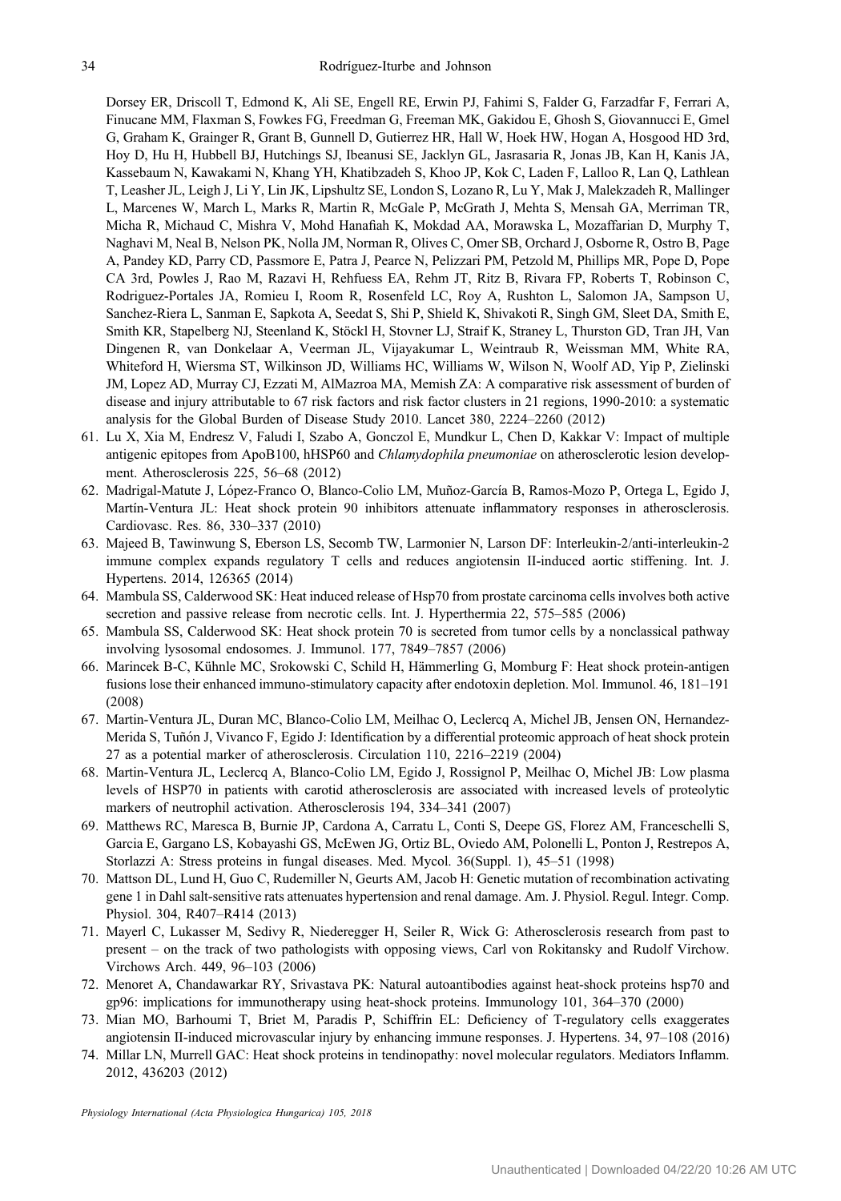Dorsey ER, Driscoll T, Edmond K, Ali SE, Engell RE, Erwin PJ, Fahimi S, Falder G, Farzadfar F, Ferrari A, Finucane MM, Flaxman S, Fowkes FG, Freedman G, Freeman MK, Gakidou E, Ghosh S, Giovannucci E, Gmel G, Graham K, Grainger R, Grant B, Gunnell D, Gutierrez HR, Hall W, Hoek HW, Hogan A, Hosgood HD 3rd, Hoy D, Hu H, Hubbell BJ, Hutchings SJ, Ibeanusi SE, Jacklyn GL, Jasrasaria R, Jonas JB, Kan H, Kanis JA, Kassebaum N, Kawakami N, Khang YH, Khatibzadeh S, Khoo JP, Kok C, Laden F, Lalloo R, Lan Q, Lathlean T, Leasher JL, Leigh J, Li Y, Lin JK, Lipshultz SE, London S, Lozano R, Lu Y, Mak J, Malekzadeh R, Mallinger L, Marcenes W, March L, Marks R, Martin R, McGale P, McGrath J, Mehta S, Mensah GA, Merriman TR, Micha R, Michaud C, Mishra V, Mohd Hanafiah K, Mokdad AA, Morawska L, Mozaffarian D, Murphy T, Naghavi M, Neal B, Nelson PK, Nolla JM, Norman R, Olives C, Omer SB, Orchard J, Osborne R, Ostro B, Page A, Pandey KD, Parry CD, Passmore E, Patra J, Pearce N, Pelizzari PM, Petzold M, Phillips MR, Pope D, Pope CA 3rd, Powles J, Rao M, Razavi H, Rehfuess EA, Rehm JT, Ritz B, Rivara FP, Roberts T, Robinson C, Rodriguez-Portales JA, Romieu I, Room R, Rosenfeld LC, Roy A, Rushton L, Salomon JA, Sampson U, Sanchez-Riera L, Sanman E, Sapkota A, Seedat S, Shi P, Shield K, Shivakoti R, Singh GM, Sleet DA, Smith E, Smith KR, Stapelberg NJ, Steenland K, Stöckl H, Stovner LJ, Straif K, Straney L, Thurston GD, Tran JH, Van Dingenen R, van Donkelaar A, Veerman JL, Vijayakumar L, Weintraub R, Weissman MM, White RA, Whiteford H, Wiersma ST, Wilkinson JD, Williams HC, Williams W, Wilson N, Woolf AD, Yip P, Zielinski JM, Lopez AD, Murray CJ, Ezzati M, AlMazroa MA, Memish ZA: A comparative risk assessment of burden of disease and injury attributable to 67 risk factors and risk factor clusters in 21 regions, 1990-2010: a systematic analysis for the Global Burden of Disease Study 2010. Lancet 380, 2224–2260 (2012)

61. Lu X, Xia M, Endresz V, Faludi I, Szabo A, Gonczol E, Mundkur L, Chen D, Kakkar V: Impact of multiple antigenic epitopes from ApoB100, hHSP60 and *Chlamydophila pneumoniae* on atherosclerotic lesion development. Atherosclerosis 225, 56–68 (2012)
62. Madrigal-Matute J, López-Franco O, Blanco-Colio LM, Muñoz-García B, Ramos-Mozo P, Ortega L, Egido J, Martín-Ventura JL: Heat shock protein 90 inhibitors attenuate inflammatory responses in atherosclerosis. Cardiovasc. Res. 86, 330–337 (2010)
63. Majeed B, Tawinwung S, Eberson LS, Secomb TW, Larmonier N, Larson DF: Interleukin-2/anti-interleukin-2 immune complex expands regulatory T cells and reduces angiotensin II-induced aortic stiffening. Int. J. Hypertens. 2014, 126365 (2014)
64. Mambula SS, Calderwood SK: Heat induced release of Hsp70 from prostate carcinoma cells involves both active secretion and passive release from necrotic cells. Int. J. Hyperthermia 22, 575–585 (2006)
65. Mambula SS, Calderwood SK: Heat shock protein 70 is secreted from tumor cells by a nonclassical pathway involving lysosomal endosomes. J. Immunol. 177, 7849–7857 (2006)
66. Marincek B-C, Kühnle MC, Srokowski C, Schild H, Hämmerling G, Momburg F: Heat shock protein-antigen fusions lose their enhanced immuno-stimulatory capacity after endotoxin depletion. Mol. Immunol. 46, 181–191 (2008)
67. Martin-Ventura JL, Duran MC, Blanco-Colio LM, Meilhac O, Leclercq A, Michel JB, Jensen ON, Hernandez-Merida S, Tuñón J, Vivanco F, Egido J: Identification by a differential proteomic approach of heat shock protein 27 as a potential marker of atherosclerosis. Circulation 110, 2216–2219 (2004)
68. Martin-Ventura JL, Leclercq A, Blanco-Colio LM, Egido J, Rossignol P, Meilhac O, Michel JB: Low plasma levels of HSP70 in patients with carotid atherosclerosis are associated with increased levels of proteolytic markers of neutrophil activation. Atherosclerosis 194, 334–341 (2007)
69. Matthews RC, Maresca B, Burnie JP, Cardona A, Carratu L, Conti S, Deepe GS, Florez AM, Franceschelli S, Garcia E, Gargano LS, Kobayashi GS, McEwen JG, Ortiz BL, Oviedo AM, Polonelli L, Ponton J, Restrepos A, Storlazzi A: Stress proteins in fungal diseases. Med. Mycol. 36(Suppl. 1), 45–51 (1998)
70. Mattson DL, Lund H, Guo C, Rudemiller N, Geurts AM, Jacob H: Genetic mutation of recombination activating gene 1 in Dahl salt-sensitive rats attenuates hypertension and renal damage. Am. J. Physiol. Regul. Integr. Comp. Physiol. 304, R407–R414 (2013)
71. Mayerl C, Lukasser M, Sedivy R, Niederegger H, Seiler R, Wick G: Atherosclerosis research from past to present – on the track of two pathologists with opposing views, Carl von Rokitansky and Rudolf Virchow. Virchows Arch. 449, 96–103 (2006)
72. Menoret A, Chandawarkar RY, Srivastava PK: Natural autoantibodies against heat-shock proteins hsp70 and gp96: implications for immunotherapy using heat-shock proteins. Immunology 101, 364–370 (2000)
73. Mian MO, Barhoumi T, Briet M, Paradis P, Schiffrin EL: Deficiency of T-regulatory cells exaggerates angiotensin II-induced microvascular injury by enhancing immune responses. J. Hypertens. 34, 97–108 (2016)
74. Millar LN, Murrell GAC: Heat shock proteins in tendinopathy: novel molecular regulators. Mediators Inflamm. 2012, 436203 (2012)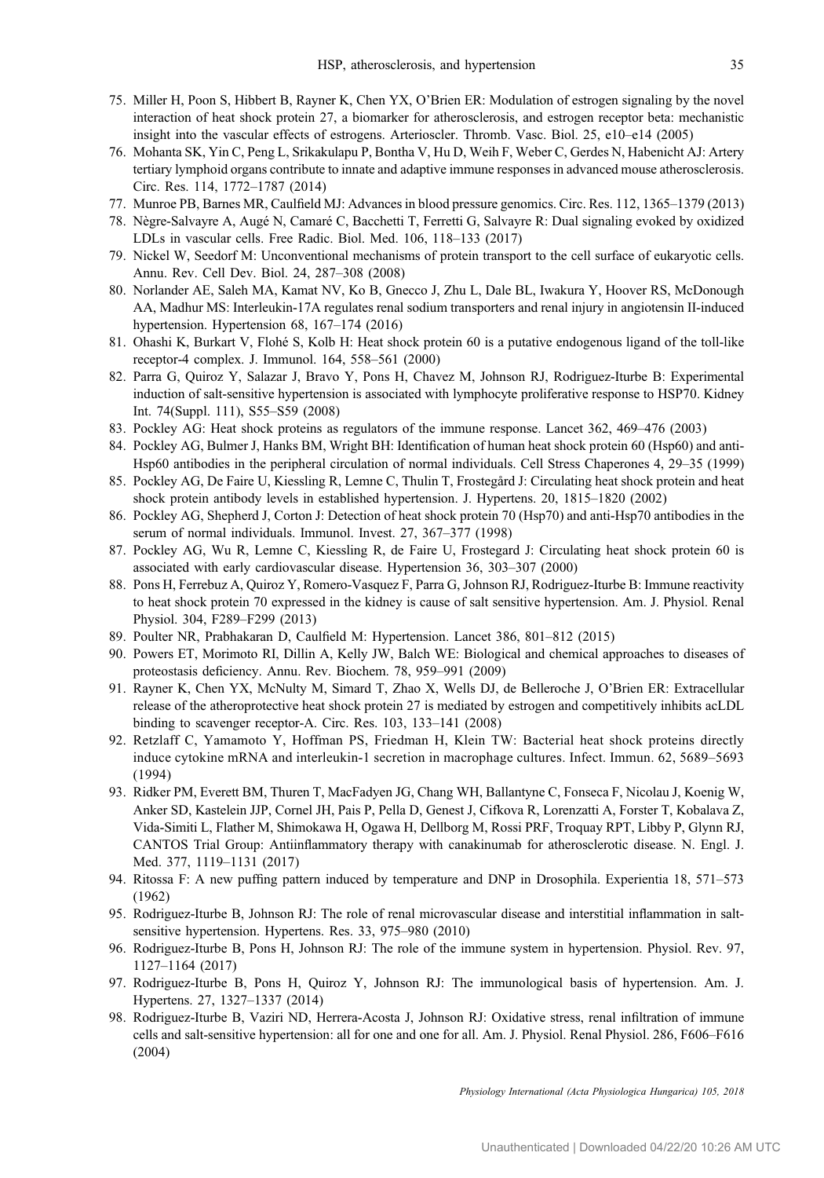75. Miller H, Poon S, Hibbert B, Rayner K, Chen YX, O'Brien ER: Modulation of estrogen signaling by the novel interaction of heat shock protein 27, a biomarker for atherosclerosis, and estrogen receptor beta: mechanistic insight into the vascular effects of estrogens. Arterioscler. Thromb. Vasc. Biol. 25, e10–e14 (2005)
76. Mohanta SK, Yin C, Peng L, Srikakulapu P, Bontha V, Hu D, Weih F, Weber C, Gerdes N, Habenicht AJ: Artery tertiary lymphoid organs contribute to innate and adaptive immune responses in advanced mouse atherosclerosis. Circ. Res. 114, 1772–1787 (2014)
77. Munroe PB, Barnes MR, Caulfield MJ: Advances in blood pressure genomics. Circ. Res. 112, 1365–1379 (2013)
78. Nègre-Salvayre A, Augé N, Camaré C, Bacchetti T, Ferretti G, Salvayre R: Dual signaling evoked by oxidized LDLs in vascular cells. Free Radic. Biol. Med. 106, 118–133 (2017)
79. Nickel W, Seedorf M: Unconventional mechanisms of protein transport to the cell surface of eukaryotic cells. Annu. Rev. Cell Dev. Biol. 24, 287–308 (2008)
80. Norlander AE, Saleh MA, Kamat NV, Ko B, Gnecco J, Zhu L, Dale BL, Iwakura Y, Hoover RS, McDonough AA, Madhur MS: Interleukin-17A regulates renal sodium transporters and renal injury in angiotensin II-induced hypertension. Hypertension 68, 167–174 (2016)
81. Ohashi K, Burkart V, Flohé S, Kolb H: Heat shock protein 60 is a putative endogenous ligand of the toll-like receptor-4 complex. J. Immunol. 164, 558–561 (2000)
82. Parra G, Quiroz Y, Salazar J, Bravo Y, Pons H, Chavez M, Johnson RJ, Rodriguez-Iturbe B: Experimental induction of salt-sensitive hypertension is associated with lymphocyte proliferative response to HSP70. Kidney Int. 74(Suppl. 111), S55–S59 (2008)
83. Pockley AG: Heat shock proteins as regulators of the immune response. Lancet 362, 469–476 (2003)
84. Pockley AG, Bulmer J, Hanks BM, Wright BH: Identification of human heat shock protein 60 (Hsp60) and anti-Hsp60 antibodies in the peripheral circulation of normal individuals. Cell Stress Chaperones 4, 29–35 (1999)
85. Pockley AG, De Faire U, Kiessling R, Lemne C, Thulin T, Frostegård J: Circulating heat shock protein and heat shock protein antibody levels in established hypertension. J. Hypertens. 20, 1815–1820 (2002)
86. Pockley AG, Shepherd J, Corton J: Detection of heat shock protein 70 (Hsp70) and anti-Hsp70 antibodies in the serum of normal individuals. Immunol. Invest. 27, 367–377 (1998)
87. Pockley AG, Wu R, Lemne C, Kiessling R, de Faire U, Frostegard J: Circulating heat shock protein 60 is associated with early cardiovascular disease. Hypertension 36, 303–307 (2000)
88. Pons H, Ferrebuz A, Quiroz Y, Romero-Vasquez F, Parra G, Johnson RJ, Rodriguez-Iturbe B: Immune reactivity to heat shock protein 70 expressed in the kidney is cause of salt sensitive hypertension. Am. J. Physiol. Renal Physiol. 304, F289–F299 (2013)
89. Poulter NR, Prabhakaran D, Caulfield M: Hypertension. Lancet 386, 801–812 (2015)
90. Powers ET, Morimoto RI, Dillin A, Kelly JW, Balch WE: Biological and chemical approaches to diseases of proteostasis deficiency. Annu. Rev. Biochem. 78, 959–991 (2009)
91. Rayner K, Chen YX, McNulty M, Simard T, Zhao X, Wells DJ, de Belleroche J, O'Brien ER: Extracellular release of the atheroprotective heat shock protein 27 is mediated by estrogen and competitively inhibits acLDL binding to scavenger receptor-A. Circ. Res. 103, 133–141 (2008)
92. Retzlaff C, Yamamoto Y, Hoffman PS, Friedman H, Klein TW: Bacterial heat shock proteins directly induce cytokine mRNA and interleukin-1 secretion in macrophage cultures. Infect. Immun. 62, 5689–5693 (1994)
93. Ridker PM, Everett BM, Thuren T, MacFadyen JG, Chang WH, Ballantyne C, Fonseca F, Nicolau J, Koenig W, Anker SD, Kastelein JJP, Cornel JH, Pais P, Pella D, Genest J, Cifkova R, Lorenzatti A, Forster T, Kobalava Z, Vida-Simiti L, Flather M, Shimokawa H, Ogawa H, Dellborg M, Rossi PRF, Troquay RPT, Libby P, Glynn RJ, CANTOS Trial Group: Antiinflammatory therapy with canakinumab for atherosclerotic disease. N. Engl. J. Med. 377, 1119–1131 (2017)
94. Ritossa F: A new puffing pattern induced by temperature and DNP in Drosophila. Experientia 18, 571–573 (1962)
95. Rodriguez-Iturbe B, Johnson RJ: The role of renal microvascular disease and interstitial inflammation in salt-sensitive hypertension. Hypertens. Res. 33, 975–980 (2010)
96. Rodriguez-Iturbe B, Pons H, Johnson RJ: The role of the immune system in hypertension. Physiol. Rev. 97, 1127–1164 (2017)
97. Rodriguez-Iturbe B, Pons H, Quiroz Y, Johnson RJ: The immunological basis of hypertension. Am. J. Hypertens. 27, 1327–1337 (2014)
98. Rodriguez-Iturbe B, Vaziri ND, Herrera-Acosta J, Johnson RJ: Oxidative stress, renal infiltration of immune cells and salt-sensitive hypertension: all for one and one for all. Am. J. Physiol. Renal Physiol. 286, F606–F616 (2004)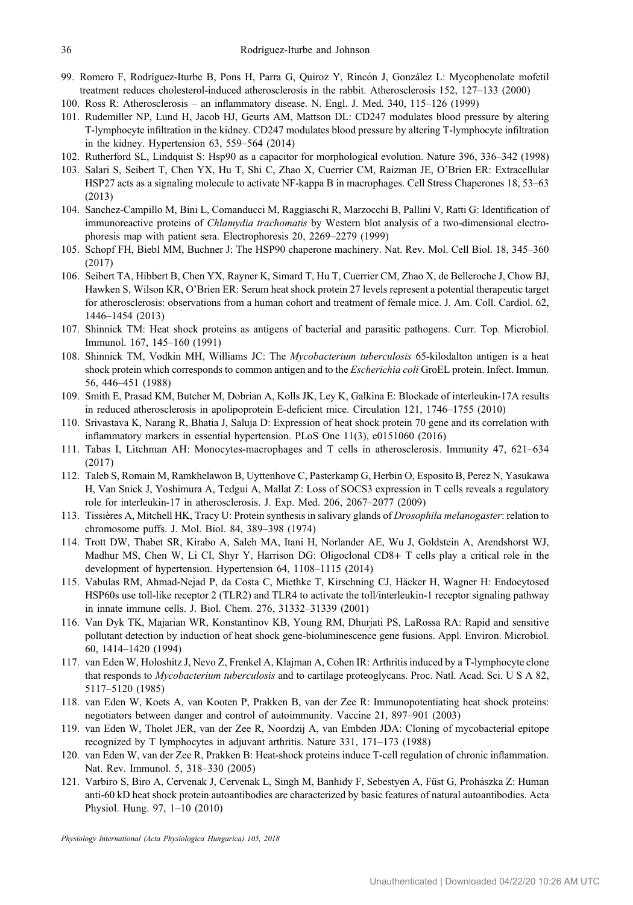99. Romero F, Rodríguez-Iturbe B, Pons H, Parra G, Quiroz Y, Rincón J, González L: Mycophenolate mofetil treatment reduces cholesterol-induced atherosclerosis in the rabbit. Atherosclerosis 152, 127–133 (2000)
100. Ross R: Atherosclerosis – an inflammatory disease. N. Engl. J. Med. 340, 115–126 (1999)
101. Rudemiller NP, Lund H, Jacob HJ, Geurts AM, Mattson DL: CD247 modulates blood pressure by altering T-lymphocyte infiltration in the kidney. CD247 modulates blood pressure by altering T-lymphocyte infiltration in the kidney. Hypertension 63, 559–564 (2014)
102. Rutherford SL, Lindquist S: Hsp90 as a capacitor for morphological evolution. Nature 396, 336–342 (1998)
103. Salari S, Seibert T, Chen YX, Hu T, Shi C, Zhao X, Cuerrier CM, Raizman JE, O'Brien ER: Extracellular HSP27 acts as a signaling molecule to activate NF-kappa B in macrophages. Cell Stress Chaperones 18, 53–63 (2013)
104. Sanchez-Campillo M, Bini L, Comanducci M, Raggiaschi R, Marzocchi B, Pallini V, Ratti G: Identification of immunoreactive proteins of *Chlamydia trachomatis* by Western blot analysis of a two-dimensional electrophoresis map with patient sera. Electrophoresis 20, 2269–2279 (1999)
105. Schopf FH, Biebl MM, Buchner J: The HSP90 chaperone machinery. Nat. Rev. Mol. Cell Biol. 18, 345–360 (2017)
106. Seibert TA, Hibbert B, Chen YX, Rayner K, Simard T, Hu T, Cuerrier CM, Zhao X, de Belleroche J, Chow BJ, Hawken S, Wilson KR, O'Brien ER: Serum heat shock protein 27 levels represent a potential therapeutic target for atherosclerosis: observations from a human cohort and treatment of female mice. J. Am. Coll. Cardiol. 62, 1446–1454 (2013)
107. Shinnick TM: Heat shock proteins as antigens of bacterial and parasitic pathogens. Curr. Top. Microbiol. Immunol. 167, 145–160 (1991)
108. Shinnick TM, Vodkin MH, Williams JC: The *Mycobacterium tuberculosis* 65-kilodalton antigen is a heat shock protein which corresponds to common antigen and to the *Escherichia coli* GroEL protein. Infect. Immun. 56, 446–451 (1988)
109. Smith E, Prasad KM, Butcher M, Dobrian A, Kolls JK, Ley K, Galkina E: Blockade of interleukin-17A results in reduced atherosclerosis in apolipoprotein E-deficient mice. Circulation 121, 1746–1755 (2010)
110. Srivastava K, Narang R, Bhatia J, Saluja D: Expression of heat shock protein 70 gene and its correlation with inflammatory markers in essential hypertension. PLoS One 11(3), e0151060 (2016)
111. Tabas I, Litchman AH: Monocytes-macrophages and T cells in atherosclerosis. Immunity 47, 621–634 (2017)
112. Taleb S, Romain M, Ramkhelawon B, Uyttenhove C, Pasterkamp G, Herbin O, Esposito B, Perez N, Yasukawa H, Van Snick J, Yoshimura A, Tedgui A, Mallat Z: Loss of SOCS3 expression in T cells reveals a regulatory role for interleukin-17 in atherosclerosis. J. Exp. Med. 206, 2067–2077 (2009)
113. Tissières A, Mitchell HK, Tracy U: Protein synthesis in salivary glands of *Drosophila melanogaster*: relation to chromosome puffs. J. Mol. Biol. 84, 389–398 (1974)
114. Trott DW, Thabet SR, Kirabo A, Saleh MA, Itani H, Norlander AE, Wu J, Goldstein A, Arendshorst WJ, Madhur MS, Chen W, Li CI, Shyr Y, Harrison DG: Oligoclonal CD8+ T cells play a critical role in the development of hypertension. Hypertension 64, 1108–1115 (2014)
115. Vabulas RM, Ahmad-Nejad P, da Costa C, Miethke T, Kirschning CJ, Häcker H, Wagner H: Endocytosed HSP60s use toll-like receptor 2 (TLR2) and TLR4 to activate the toll/interleukin-1 receptor signaling pathway in innate immune cells. J. Biol. Chem. 276, 31332–31339 (2001)
116. Van Dyk TK, Majarian WR, Konstantinov KB, Young RM, Dhurjati PS, LaRossa RA: Rapid and sensitive pollutant detection by induction of heat shock gene-bioluminescence gene fusions. Appl. Environ. Microbiol. 60, 1414–1420 (1994)
117. van Eden W, Holoshitz J, Nevo Z, Frenkel A, Klajman A, Cohen IR: Arthritis induced by a T-lymphocyte clone that responds to *Mycobacterium tuberculosis* and to cartilage proteoglycans. Proc. Natl. Acad. Sci. U S A 82, 5117–5120 (1985)
118. van Eden W, Koets A, van Kooten P, Prakken B, van der Zee R: Immunopotentiating heat shock proteins: negotiators between danger and control of autoimmunity. Vaccine 21, 897–901 (2003)
119. van Eden W, Tholet JER, van der Zee R, Noordzij A, van Embden JDA: Cloning of mycobacterial epitope recognized by T lymphocytes in adjuvant arthritis. Nature 331, 171–173 (1988)
120. van Eden W, van der Zee R, Prakken B: Heat-shock proteins induce T-cell regulation of chronic inflammation. Nat. Rev. Immunol. 5, 318–330 (2005)
121. Varbiro S, Biro A, Cervenak J, Cervenak L, Singh M, Banhidy F, Sebestyen A, Füst G, Prohászka Z: Human anti-60 kD heat shock protein autoantibodies are characterized by basic features of natural autoantibodies. Acta Physiol. Hung. 97, 1–10 (2010)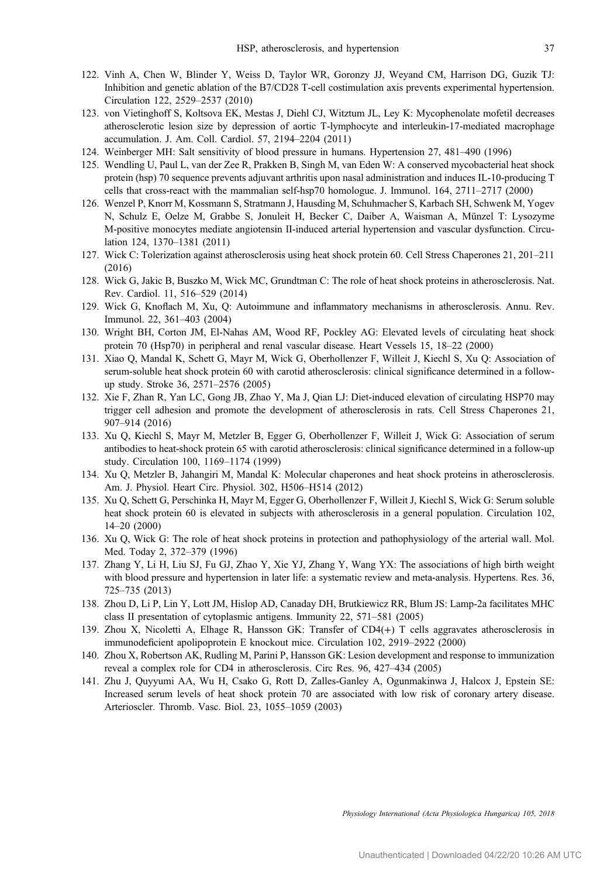122. Vinh A, Chen W, Blinder Y, Weiss D, Taylor WR, Goronzy JJ, Weyand CM, Harrison DG, Guzik TJ: Inhibition and genetic ablation of the B7/CD28 T-cell costimulation axis prevents experimental hypertension. Circulation 122, 2529–2537 (2010)
123. von Vietinghoff S, Koltsova EK, Mestas J, Diehl CJ, Witztum JL, Ley K: Mycophenolate mofetil decreases atherosclerotic lesion size by depression of aortic T-lymphocyte and interleukin-17-mediated macrophage accumulation. J. Am. Coll. Cardiol. 57, 2194–2204 (2011)
124. Weinberger MH: Salt sensitivity of blood pressure in humans. Hypertension 27, 481–490 (1996)
125. Wendling U, Paul L, van der Zee R, Prakken B, Singh M, van Eden W: A conserved mycobacterial heat shock protein (hsp) 70 sequence prevents adjuvant arthritis upon nasal administration and induces IL-10-producing T cells that cross-react with the mammalian self-hsp70 homologue. J. Immunol. 164, 2711–2717 (2000)
126. Wenzel P, Knorr M, Kossmann S, Stratmann J, Hausding M, Schuhmacher S, Karbach SH, Schwenk M, Yogev N, Schulz E, Oelze M, Grabbe S, Jonuleit H, Becker C, Daiber A, Waisman A, Münzel T: Lysozyme M-positive monocytes mediate angiotensin II-induced arterial hypertension and vascular dysfunction. Circulation 124, 1370–1381 (2011)
127. Wick C: Tolerization against atherosclerosis using heat shock protein 60. Cell Stress Chaperones 21, 201–211 (2016)
128. Wick G, Jakic B, Buszko M, Wick MC, Grundtman C: The role of heat shock proteins in atherosclerosis. Nat. Rev. Cardiol. 11, 516–529 (2014)
129. Wick G, Knoflach M, Xu, Q: Autoimmune and inflammatory mechanisms in atherosclerosis. Annu. Rev. Immunol. 22, 361–403 (2004)
130. Wright BH, Corton JM, El-Nahas AM, Wood RF, Pockley AG: Elevated levels of circulating heat shock protein 70 (Hsp70) in peripheral and renal vascular disease. Heart Vessels 15, 18–22 (2000)
131. Xiao Q, Mandal K, Schett G, Mayr M, Wick G, Oberhollenzer F, Willeit J, Kiechl S, Xu Q: Association of serum-soluble heat shock protein 60 with carotid atherosclerosis: clinical significance determined in a follow-up study. Stroke 36, 2571–2576 (2005)
132. Xie F, Zhan R, Yan LC, Gong JB, Zhao Y, Ma J, Qian LJ: Diet-induced elevation of circulating HSP70 may trigger cell adhesion and promote the development of atherosclerosis in rats. Cell Stress Chaperones 21, 907–914 (2016)
133. Xu Q, Kiechl S, Mayr M, Metzler B, Egger G, Oberhollenzer F, Willeit J, Wick G: Association of serum antibodies to heat-shock protein 65 with carotid atherosclerosis: clinical significance determined in a follow-up study. Circulation 100, 1169–1174 (1999)
134. Xu Q, Metzler B, Jahangiri M, Mandal K: Molecular chaperones and heat shock proteins in atherosclerosis. Am. J. Physiol. Heart Circ. Physiol. 302, H506–H514 (2012)
135. Xu Q, Schett G, Perschinka H, Mayr M, Egger G, Oberhollenzer F, Willeit J, Kiechl S, Wick G: Serum soluble heat shock protein 60 is elevated in subjects with atherosclerosis in a general population. Circulation 102, 14–20 (2000)
136. Xu Q, Wick G: The role of heat shock proteins in protection and pathophysiology of the arterial wall. Mol. Med. Today 2, 372–379 (1996)
137. Zhang Y, Li H, Liu SJ, Fu GJ, Zhao Y, Xie YJ, Zhang Y, Wang YX: The associations of high birth weight with blood pressure and hypertension in later life: a systematic review and meta-analysis. Hypertens. Res. 36, 725–735 (2013)
138. Zhou D, Li P, Lin Y, Lott JM, Hislop AD, Canaday DH, Brutkiewicz RR, Blum JS: Lamp-2a facilitates MHC class II presentation of cytoplasmic antigens. Immunity 22, 571–581 (2005)
139. Zhou X, Nicoletti A, Elhage R, Hansson GK: Transfer of CD4(+) T cells aggravates atherosclerosis in immunodeficient apolipoprotein E knockout mice. Circulation 102, 2919–2922 (2000)
140. Zhou X, Robertson AK, Rudling M, Parini P, Hansson GK: Lesion development and response to immunization reveal a complex role for CD4 in atherosclerosis. Circ Res. 96, 427–434 (2005)
141. Zhu J, Quyyumi AA, Wu H, Csako G, Rott D, Zalles-Ganley A, Ogunmakinwa J, Halcox J, Epstein SE: Increased serum levels of heat shock protein 70 are associated with low risk of coronary artery disease. Arterioscler. Thromb. Vasc. Biol. 23, 1055–1059 (2003)